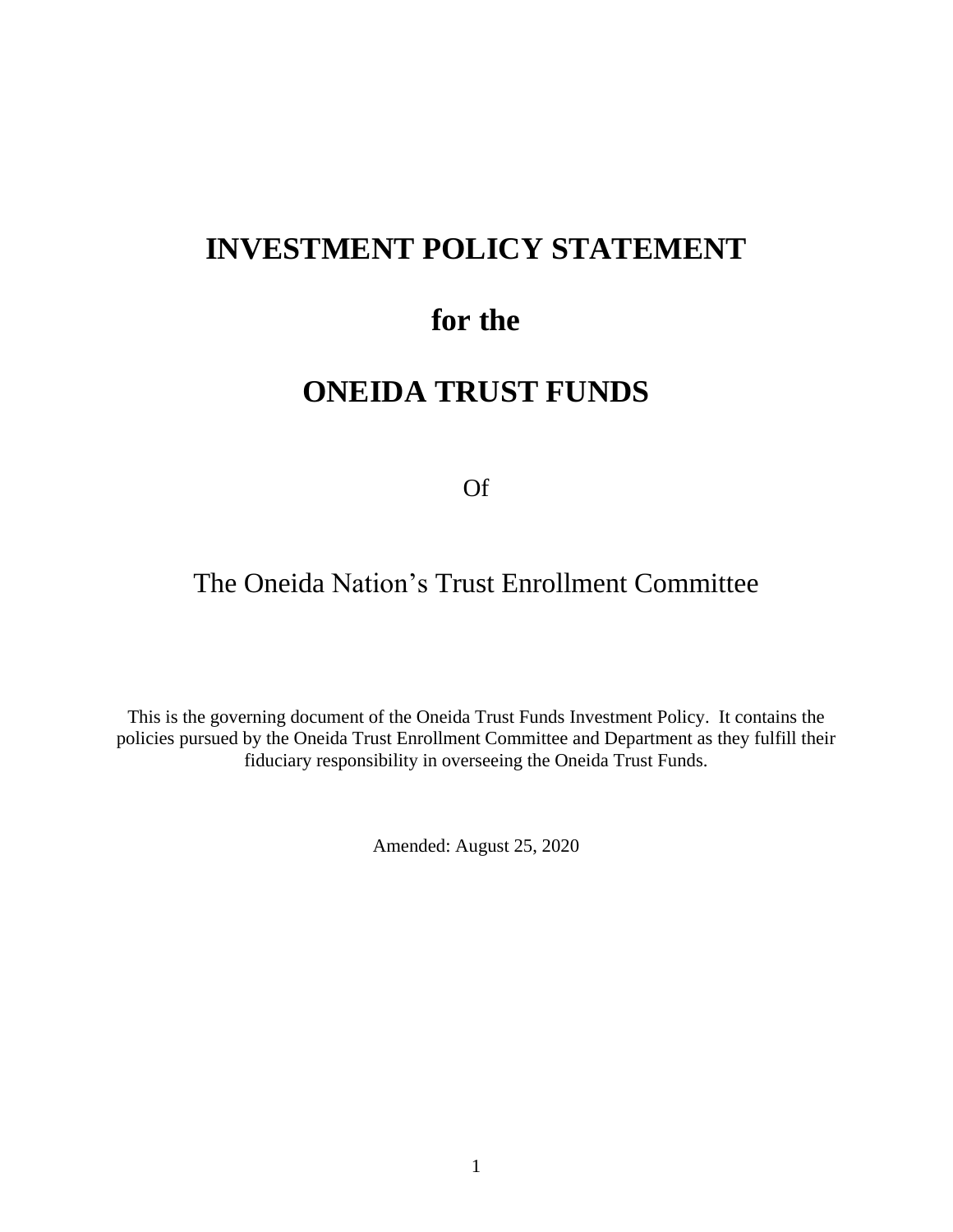# INVESTMENT POLICY STATEMENT

# for the

# ONEIDA TRUST FUNDS

Of

The Oneida Nation’s Trust Enrollment Committee

This is the governing document of the Oneida Trust Funds Investment Policy. It contains the policies pursued by the Oneida Trust Enrollment Committee and Department as they fulfill their fiduciary responsibility in overseeing the Oneida Trust Funds.

Amended: August 25, 2020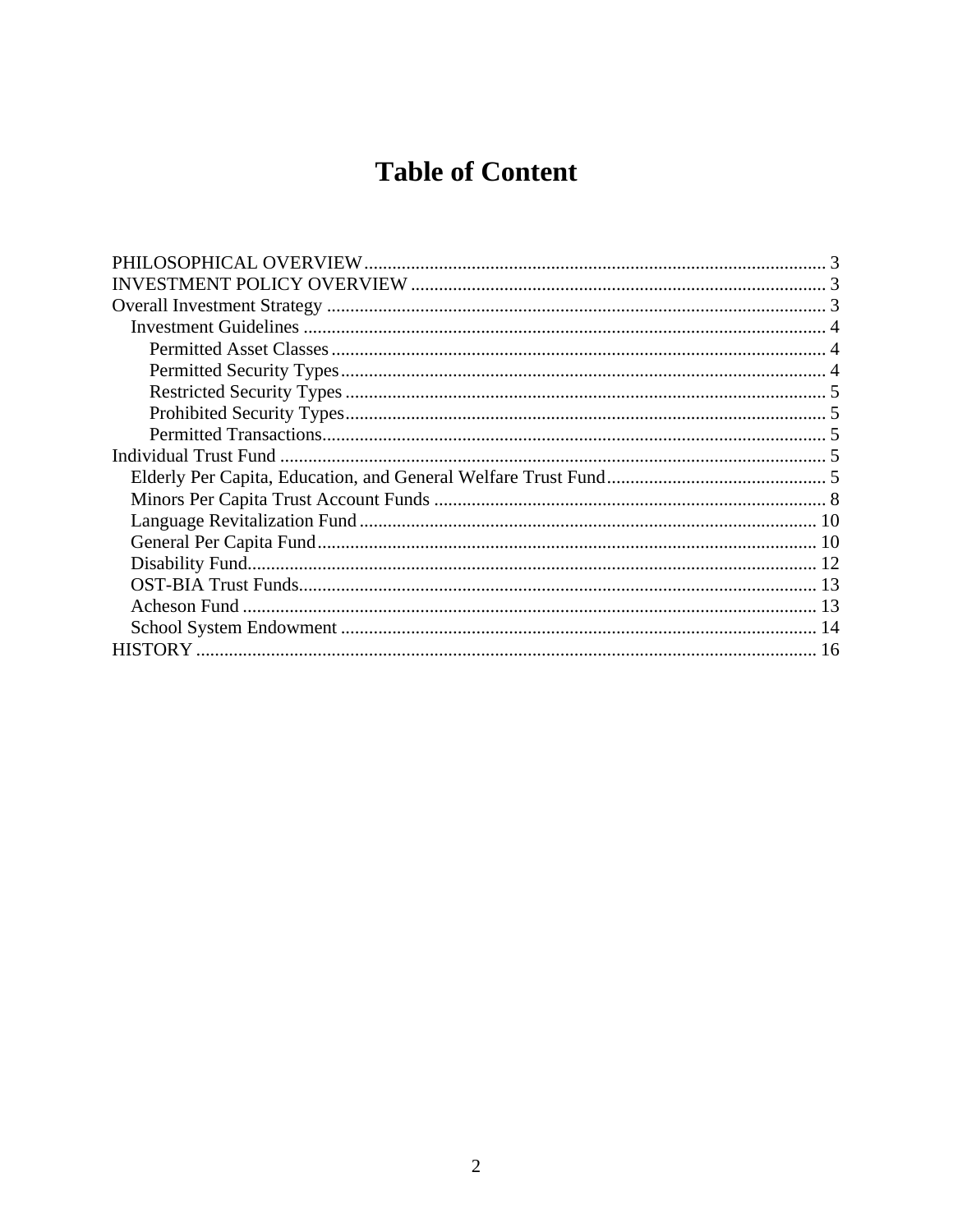# Table of Content

- PHILOSOPHICAL OVERVIEW ........ 3
- INVESTMENT POLICY OVERVIEW ........ 3
- Overall Investment Strategy ........ 3
  - Investment Guidelines ........ 4
    - Permitted Asset Classes ........ 4
    - Permitted Security Types ........ 4
    - Restricted Security Types ........ 5
    - Prohibited Security Types ........ 5
    - Permitted Transactions ........ 5
- Individual Trust Fund ........ 5
  - Elderly Per Capita, Education, and General Welfare Trust Fund ........ 5
  - Minors Per Capita Trust Account Funds ........ 8
  - Language Revitalization Fund ........ 10
  - General Per Capita Fund ........ 10
  - Disability Fund ........ 12
  - OST-BIA Trust Funds ........ 13
  - Acheson Fund ........ 13
  - School System Endowment ........ 14
- HISTORY ........ 16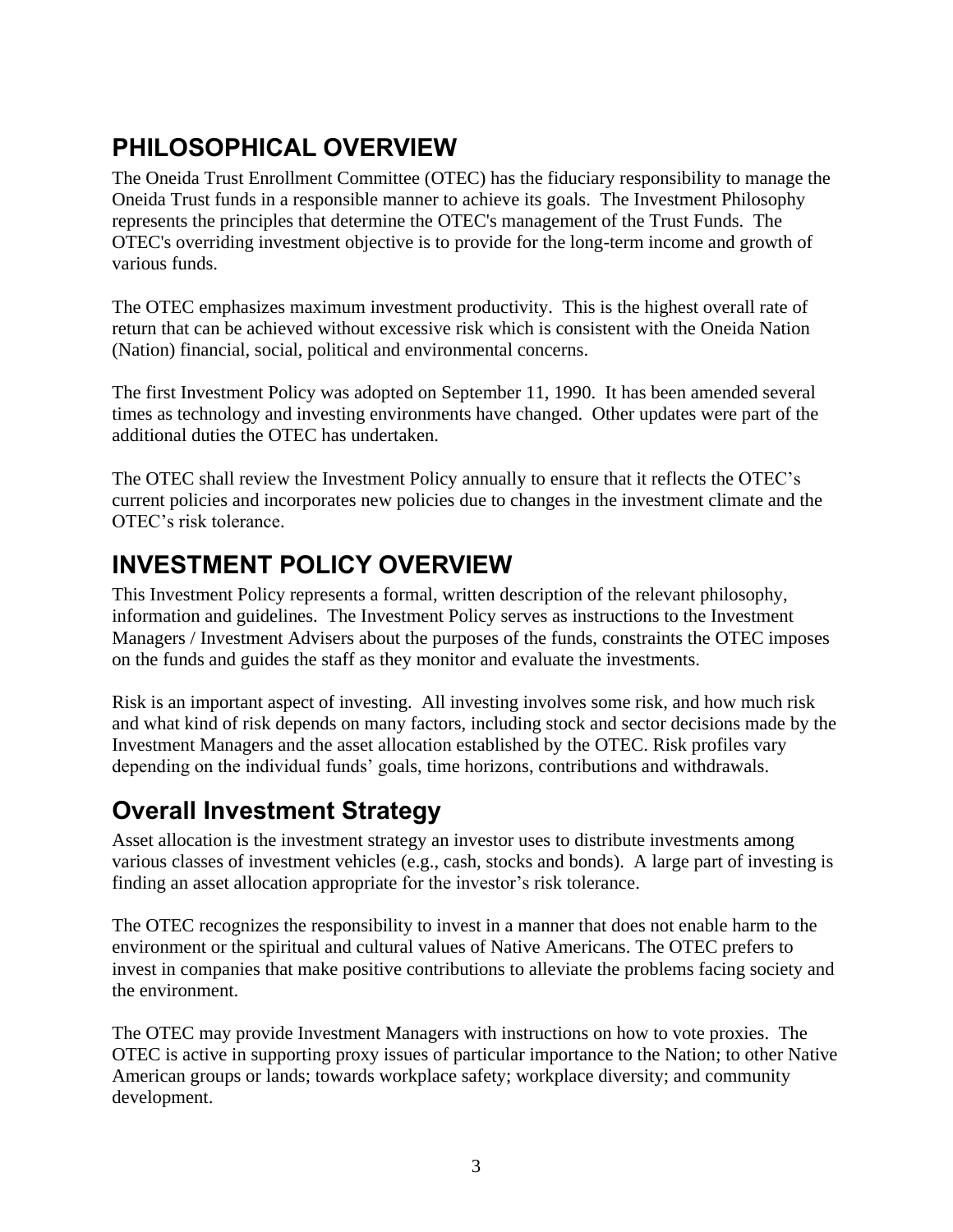# PHILOSOPHICAL OVERVIEW

The Oneida Trust Enrollment Committee (OTEC) has the fiduciary responsibility to manage the Oneida Trust funds in a responsible manner to achieve its goals. The Investment Philosophy represents the principles that determine the OTEC's management of the Trust Funds. The OTEC's overriding investment objective is to provide for the long-term income and growth of various funds.

The OTEC emphasizes maximum investment productivity. This is the highest overall rate of return that can be achieved without excessive risk which is consistent with the Oneida Nation (Nation) financial, social, political and environmental concerns.

The first Investment Policy was adopted on September 11, 1990. It has been amended several times as technology and investing environments have changed. Other updates were part of the additional duties the OTEC has undertaken.

The OTEC shall review the Investment Policy annually to ensure that it reflects the OTEC's current policies and incorporates new policies due to changes in the investment climate and the OTEC's risk tolerance.

# INVESTMENT POLICY OVERVIEW

This Investment Policy represents a formal, written description of the relevant philosophy, information and guidelines. The Investment Policy serves as instructions to the Investment Managers / Investment Advisers about the purposes of the funds, constraints the OTEC imposes on the funds and guides the staff as they monitor and evaluate the investments.

Risk is an important aspect of investing. All investing involves some risk, and how much risk and what kind of risk depends on many factors, including stock and sector decisions made by the Investment Managers and the asset allocation established by the OTEC. Risk profiles vary depending on the individual funds' goals, time horizons, contributions and withdrawals.

## Overall Investment Strategy

Asset allocation is the investment strategy an investor uses to distribute investments among various classes of investment vehicles (e.g., cash, stocks and bonds). A large part of investing is finding an asset allocation appropriate for the investor's risk tolerance.

The OTEC recognizes the responsibility to invest in a manner that does not enable harm to the environment or the spiritual and cultural values of Native Americans. The OTEC prefers to invest in companies that make positive contributions to alleviate the problems facing society and the environment.

The OTEC may provide Investment Managers with instructions on how to vote proxies. The OTEC is active in supporting proxy issues of particular importance to the Nation; to other Native American groups or lands; towards workplace safety; workplace diversity; and community development.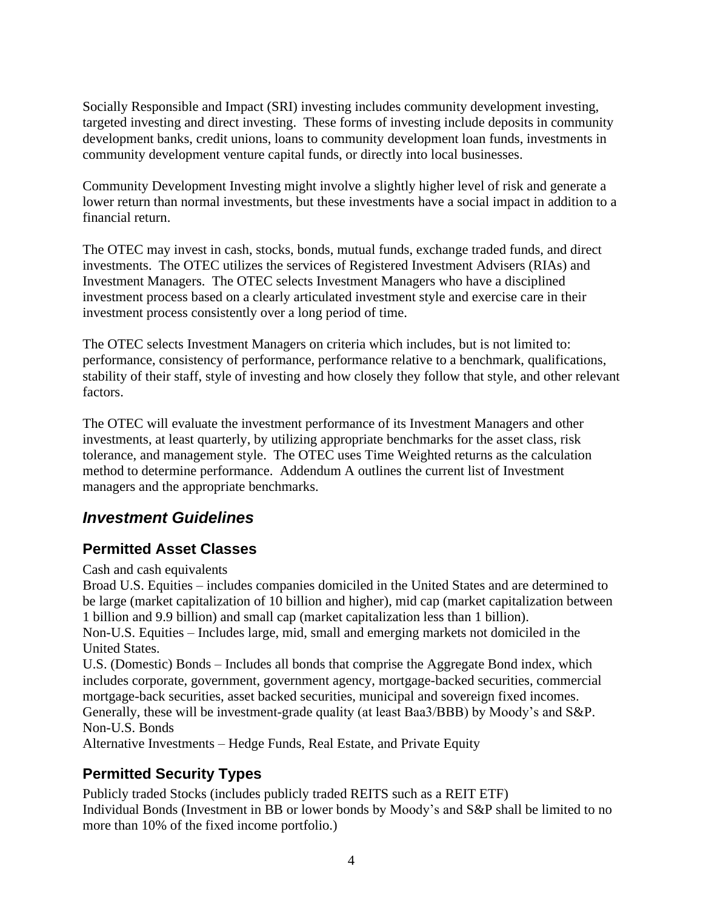Socially Responsible and Impact (SRI) investing includes community development investing, targeted investing and direct investing. These forms of investing include deposits in community development banks, credit unions, loans to community development loan funds, investments in community development venture capital funds, or directly into local businesses.

Community Development Investing might involve a slightly higher level of risk and generate a lower return than normal investments, but these investments have a social impact in addition to a financial return.

The OTEC may invest in cash, stocks, bonds, mutual funds, exchange traded funds, and direct investments. The OTEC utilizes the services of Registered Investment Advisers (RIAs) and Investment Managers. The OTEC selects Investment Managers who have a disciplined investment process based on a clearly articulated investment style and exercise care in their investment process consistently over a long period of time.

The OTEC selects Investment Managers on criteria which includes, but is not limited to: performance, consistency of performance, performance relative to a benchmark, qualifications, stability of their staff, style of investing and how closely they follow that style, and other relevant factors.

The OTEC will evaluate the investment performance of its Investment Managers and other investments, at least quarterly, by utilizing appropriate benchmarks for the asset class, risk tolerance, and management style. The OTEC uses Time Weighted returns as the calculation method to determine performance. Addendum A outlines the current list of Investment managers and the appropriate benchmarks.

## *Investment Guidelines*

### Permitted Asset Classes

Cash and cash equivalents

Broad U.S. Equities – includes companies domiciled in the United States and are determined to be large (market capitalization of 10 billion and higher), mid cap (market capitalization between 1 billion and 9.9 billion) and small cap (market capitalization less than 1 billion).

Non-U.S. Equities – Includes large, mid, small and emerging markets not domiciled in the United States.

U.S. (Domestic) Bonds – Includes all bonds that comprise the Aggregate Bond index, which includes corporate, government, government agency, mortgage-backed securities, commercial mortgage-back securities, asset backed securities, municipal and sovereign fixed incomes. Generally, these will be investment-grade quality (at least Baa3/BBB) by Moody's and S&P.

Non-U.S. Bonds

Alternative Investments – Hedge Funds, Real Estate, and Private Equity

### Permitted Security Types

Publicly traded Stocks (includes publicly traded REITS such as a REIT ETF)

Individual Bonds (Investment in BB or lower bonds by Moody's and S&P shall be limited to no more than 10% of the fixed income portfolio.)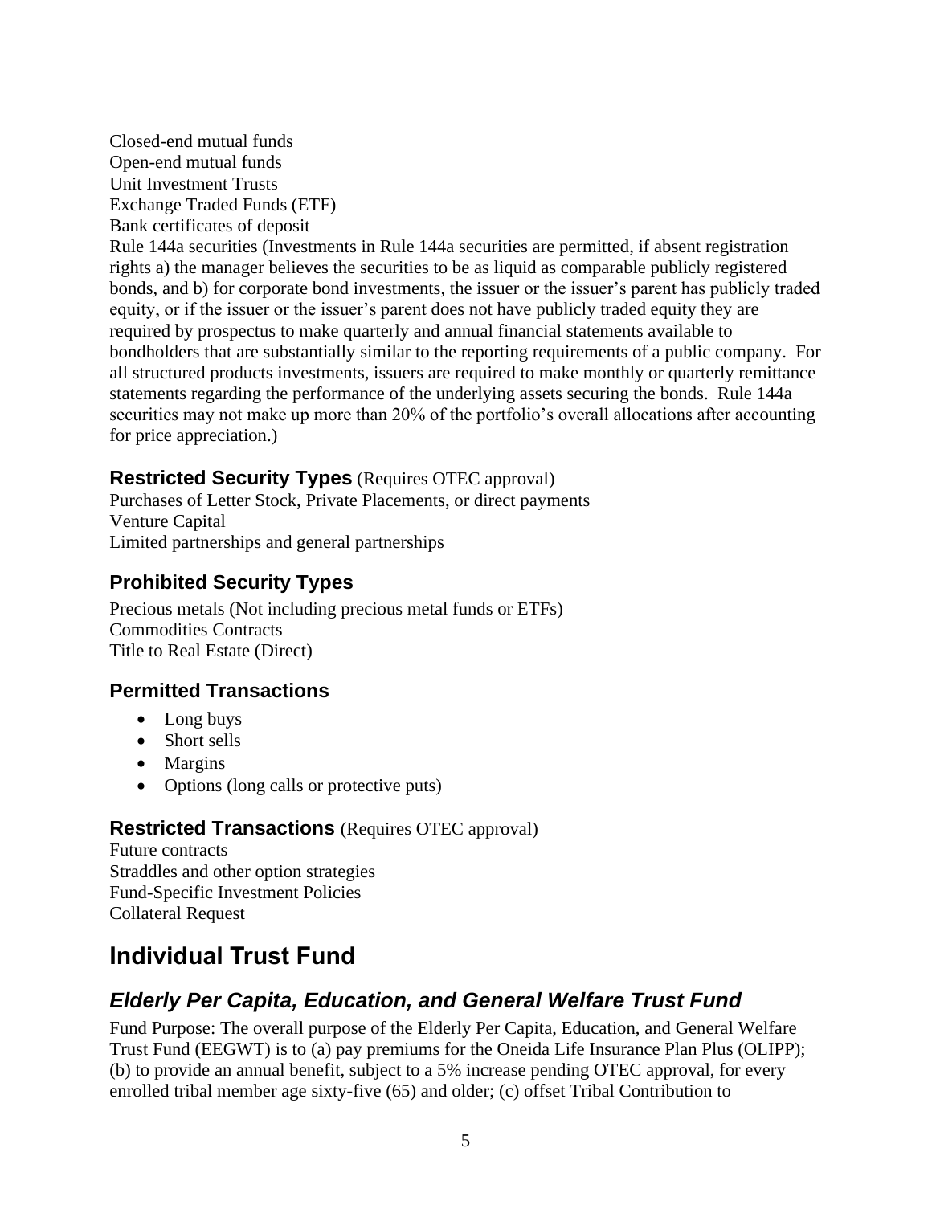Closed-end mutual funds
Open-end mutual funds
Unit Investment Trusts
Exchange Traded Funds (ETF)
Bank certificates of deposit
Rule 144a securities (Investments in Rule 144a securities are permitted, if absent registration rights a) the manager believes the securities to be as liquid as comparable publicly registered bonds, and b) for corporate bond investments, the issuer or the issuer's parent has publicly traded equity, or if the issuer or the issuer's parent does not have publicly traded equity they are required by prospectus to make quarterly and annual financial statements available to bondholders that are substantially similar to the reporting requirements of a public company. For all structured products investments, issuers are required to make monthly or quarterly remittance statements regarding the performance of the underlying assets securing the bonds. Rule 144a securities may not make up more than 20% of the portfolio's overall allocations after accounting for price appreciation.)

### Restricted Security Types (Requires OTEC approval)

Purchases of Letter Stock, Private Placements, or direct payments
Venture Capital
Limited partnerships and general partnerships

### Prohibited Security Types

Precious metals (Not including precious metal funds or ETFs)
Commodities Contracts
Title to Real Estate (Direct)

### Permitted Transactions

- Long buys
- Short sells
- Margins
- Options (long calls or protective puts)

### Restricted Transactions (Requires OTEC approval)

Future contracts
Straddles and other option strategies
Fund-Specific Investment Policies
Collateral Request

# Individual Trust Fund

## *Elderly Per Capita, Education, and General Welfare Trust Fund*

Fund Purpose: The overall purpose of the Elderly Per Capita, Education, and General Welfare Trust Fund (EEGWT) is to (a) pay premiums for the Oneida Life Insurance Plan Plus (OLIPP); (b) to provide an annual benefit, subject to a 5% increase pending OTEC approval, for every enrolled tribal member age sixty-five (65) and older; (c) offset Tribal Contribution to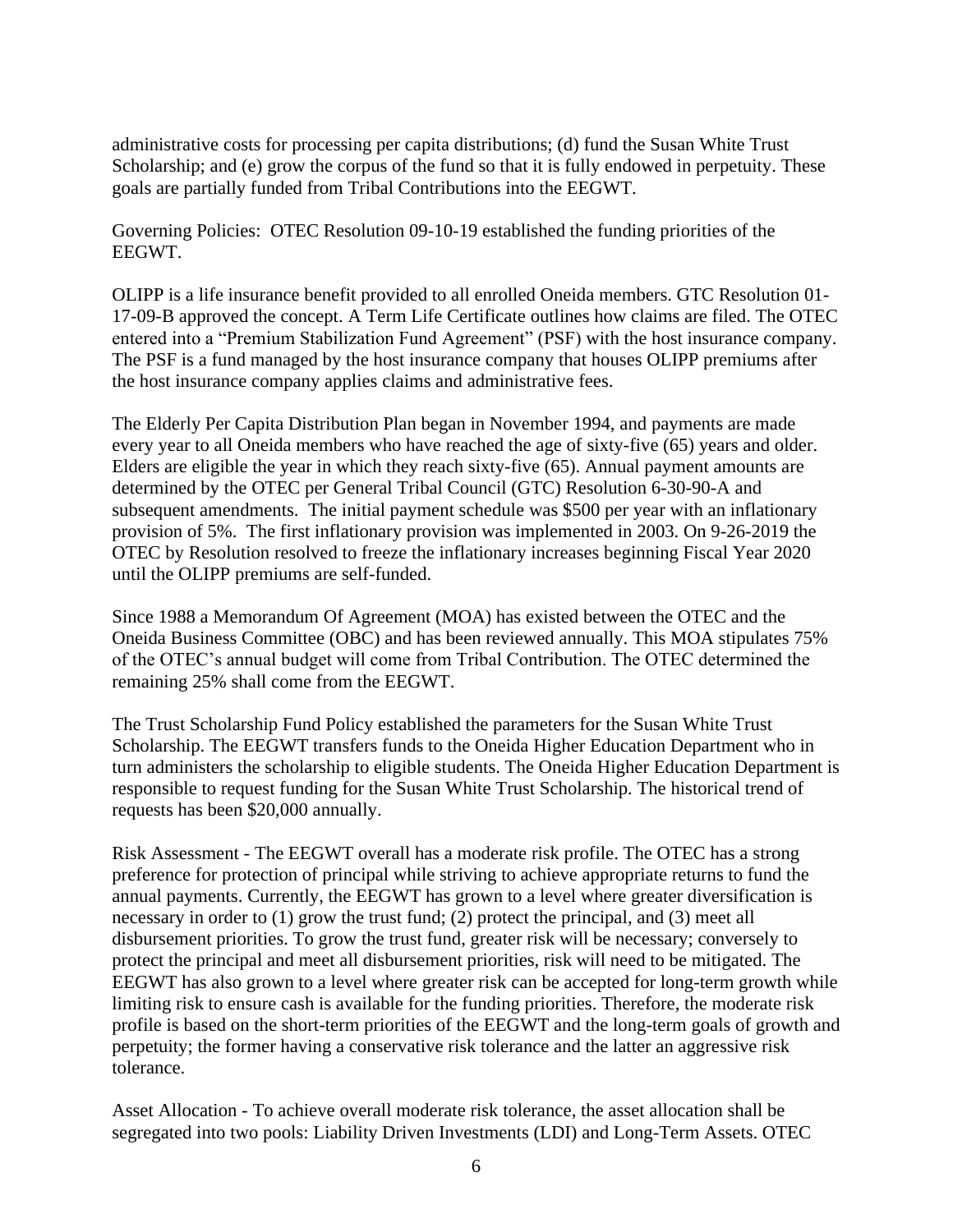administrative costs for processing per capita distributions; (d) fund the Susan White Trust Scholarship; and (e) grow the corpus of the fund so that it is fully endowed in perpetuity. These goals are partially funded from Tribal Contributions into the EEGWT.

Governing Policies: OTEC Resolution 09-10-19 established the funding priorities of the EEGWT.

OLIPP is a life insurance benefit provided to all enrolled Oneida members. GTC Resolution 01-17-09-B approved the concept. A Term Life Certificate outlines how claims are filed. The OTEC entered into a "Premium Stabilization Fund Agreement" (PSF) with the host insurance company. The PSF is a fund managed by the host insurance company that houses OLIPP premiums after the host insurance company applies claims and administrative fees.

The Elderly Per Capita Distribution Plan began in November 1994, and payments are made every year to all Oneida members who have reached the age of sixty-five (65) years and older. Elders are eligible the year in which they reach sixty-five (65). Annual payment amounts are determined by the OTEC per General Tribal Council (GTC) Resolution 6-30-90-A and subsequent amendments. The initial payment schedule was $500 per year with an inflationary provision of 5%. The first inflationary provision was implemented in 2003. On 9-26-2019 the OTEC by Resolution resolved to freeze the inflationary increases beginning Fiscal Year 2020 until the OLIPP premiums are self-funded.

Since 1988 a Memorandum Of Agreement (MOA) has existed between the OTEC and the Oneida Business Committee (OBC) and has been reviewed annually. This MOA stipulates 75% of the OTEC's annual budget will come from Tribal Contribution. The OTEC determined the remaining 25% shall come from the EEGWT.

The Trust Scholarship Fund Policy established the parameters for the Susan White Trust Scholarship. The EEGWT transfers funds to the Oneida Higher Education Department who in turn administers the scholarship to eligible students. The Oneida Higher Education Department is responsible to request funding for the Susan White Trust Scholarship. The historical trend of requests has been $20,000 annually.

Risk Assessment - The EEGWT overall has a moderate risk profile. The OTEC has a strong preference for protection of principal while striving to achieve appropriate returns to fund the annual payments. Currently, the EEGWT has grown to a level where greater diversification is necessary in order to (1) grow the trust fund; (2) protect the principal, and (3) meet all disbursement priorities. To grow the trust fund, greater risk will be necessary; conversely to protect the principal and meet all disbursement priorities, risk will need to be mitigated. The EEGWT has also grown to a level where greater risk can be accepted for long-term growth while limiting risk to ensure cash is available for the funding priorities. Therefore, the moderate risk profile is based on the short-term priorities of the EEGWT and the long-term goals of growth and perpetuity; the former having a conservative risk tolerance and the latter an aggressive risk tolerance.

Asset Allocation - To achieve overall moderate risk tolerance, the asset allocation shall be segregated into two pools: Liability Driven Investments (LDI) and Long-Term Assets. OTEC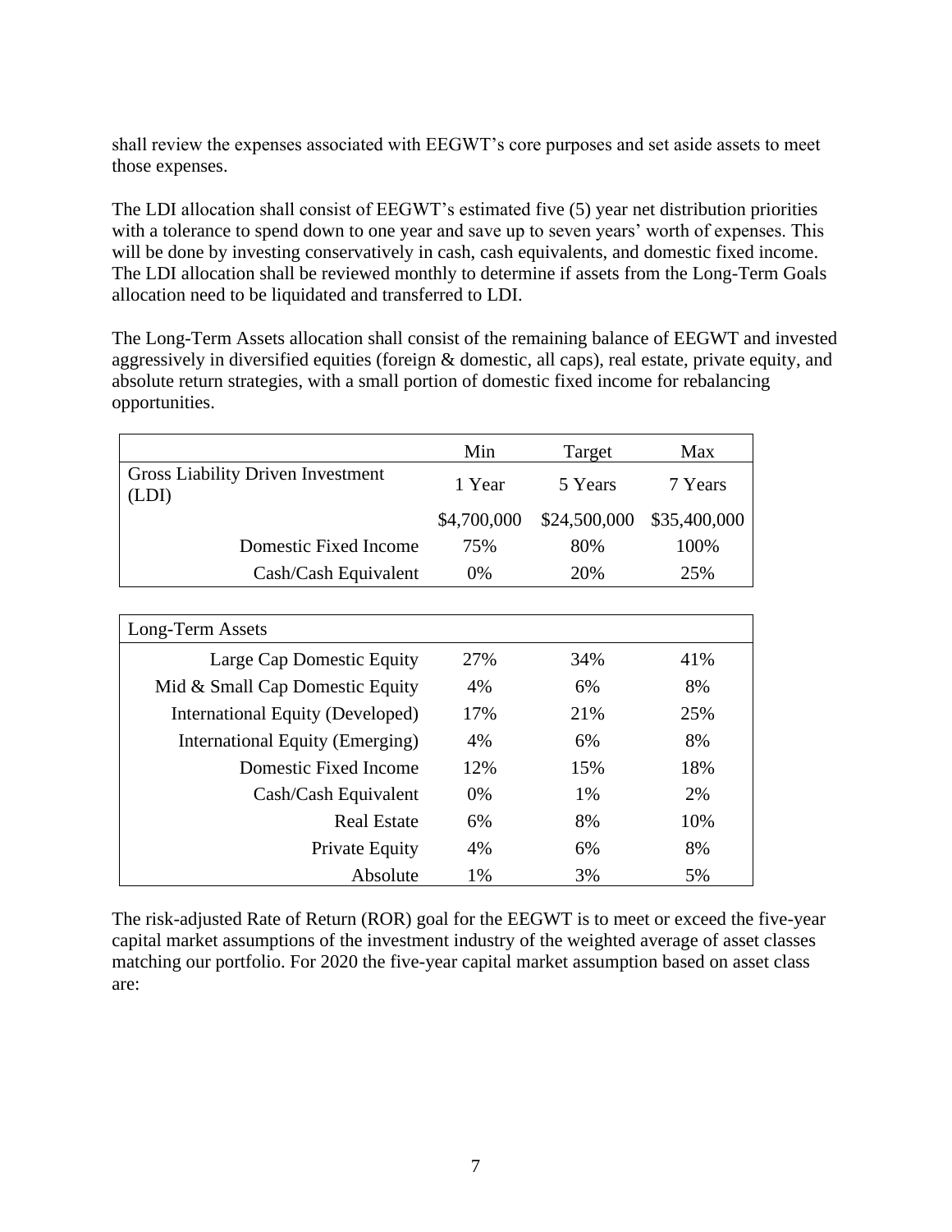shall review the expenses associated with EEGWT's core purposes and set aside assets to meet those expenses.

The LDI allocation shall consist of EEGWT's estimated five (5) year net distribution priorities with a tolerance to spend down to one year and save up to seven years' worth of expenses. This will be done by investing conservatively in cash, cash equivalents, and domestic fixed income. The LDI allocation shall be reviewed monthly to determine if assets from the Long-Term Goals allocation need to be liquidated and transferred to LDI.

The Long-Term Assets allocation shall consist of the remaining balance of EEGWT and invested aggressively in diversified equities (foreign & domestic, all caps), real estate, private equity, and absolute return strategies, with a small portion of domestic fixed income for rebalancing opportunities.

| | Min | Target | Max |
|---|---|---|---|
| Gross Liability Driven Investment (LDI) | 1 Year | 5 Years | 7 Years |
| | $4,700,000 | $24,500,000 | $35,400,000 |
| Domestic Fixed Income | 75% | 80% | 100% |
| Cash/Cash Equivalent | 0% | 20% | 25% |

| Long-Term Assets | | | |
|---|---|---|---|
| Large Cap Domestic Equity | 27% | 34% | 41% |
| Mid & Small Cap Domestic Equity | 4% | 6% | 8% |
| International Equity (Developed) | 17% | 21% | 25% |
| International Equity (Emerging) | 4% | 6% | 8% |
| Domestic Fixed Income | 12% | 15% | 18% |
| Cash/Cash Equivalent | 0% | 1% | 2% |
| Real Estate | 6% | 8% | 10% |
| Private Equity | 4% | 6% | 8% |
| Absolute | 1% | 3% | 5% |

The risk-adjusted Rate of Return (ROR) goal for the EEGWT is to meet or exceed the five-year capital market assumptions of the investment industry of the weighted average of asset classes matching our portfolio. For 2020 the five-year capital market assumption based on asset class are: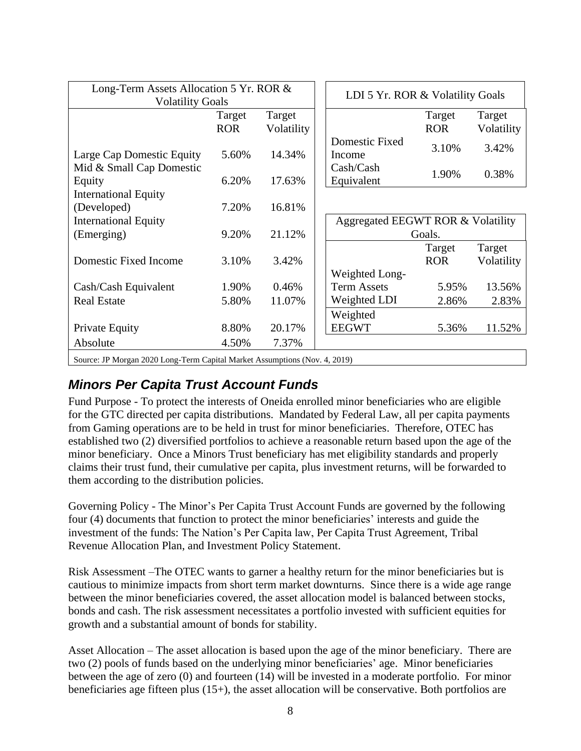| Long-Term Assets Allocation 5 Yr. ROR & Volatility Goals | | |
|---|---|---|
| | Target ROR | Target Volatility |
| Large Cap Domestic Equity | 5.60% | 14.34% |
| Mid & Small Cap Domestic Equity | 6.20% | 17.63% |
| International Equity (Developed) | 7.20% | 16.81% |
| International Equity (Emerging) | 9.20% | 21.12% |
| Domestic Fixed Income | 3.10% | 3.42% |
| Cash/Cash Equivalent | 1.90% | 0.46% |
| Real Estate | 5.80% | 11.07% |
| Private Equity | 8.80% | 20.17% |
| Absolute | 4.50% | 7.37% |

| LDI 5 Yr. ROR & Volatility Goals | | |
|---|---|---|
| | Target ROR | Target Volatility |
| Domestic Fixed Income | 3.10% | 3.42% |
| Cash/Cash Equivalent | 1.90% | 0.38% |

| Aggregated EEGWT ROR & Volatility Goals. | | |
|---|---|---|
| | Target ROR | Target Volatility |
| Weighted Long-Term Assets | 5.95% | 13.56% |
| Weighted LDI | 2.86% | 2.83% |
| Weighted EEGWT | 5.36% | 11.52% |

Source: JP Morgan 2020 Long-Term Capital Market Assumptions (Nov. 4, 2019)

## *Minors Per Capita Trust Account Funds*

Fund Purpose - To protect the interests of Oneida enrolled minor beneficiaries who are eligible for the GTC directed per capita distributions. Mandated by Federal Law, all per capita payments from Gaming operations are to be held in trust for minor beneficiaries. Therefore, OTEC has established two (2) diversified portfolios to achieve a reasonable return based upon the age of the minor beneficiary. Once a Minors Trust beneficiary has met eligibility standards and properly claims their trust fund, their cumulative per capita, plus investment returns, will be forwarded to them according to the distribution policies.

Governing Policy - The Minor's Per Capita Trust Account Funds are governed by the following four (4) documents that function to protect the minor beneficiaries' interests and guide the investment of the funds: The Nation's Per Capita law, Per Capita Trust Agreement, Tribal Revenue Allocation Plan, and Investment Policy Statement.

Risk Assessment –The OTEC wants to garner a healthy return for the minor beneficiaries but is cautious to minimize impacts from short term market downturns. Since there is a wide age range between the minor beneficiaries covered, the asset allocation model is balanced between stocks, bonds and cash. The risk assessment necessitates a portfolio invested with sufficient equities for growth and a substantial amount of bonds for stability.

Asset Allocation – The asset allocation is based upon the age of the minor beneficiary. There are two (2) pools of funds based on the underlying minor beneficiaries' age. Minor beneficiaries between the age of zero (0) and fourteen (14) will be invested in a moderate portfolio. For minor beneficiaries age fifteen plus (15+), the asset allocation will be conservative. Both portfolios are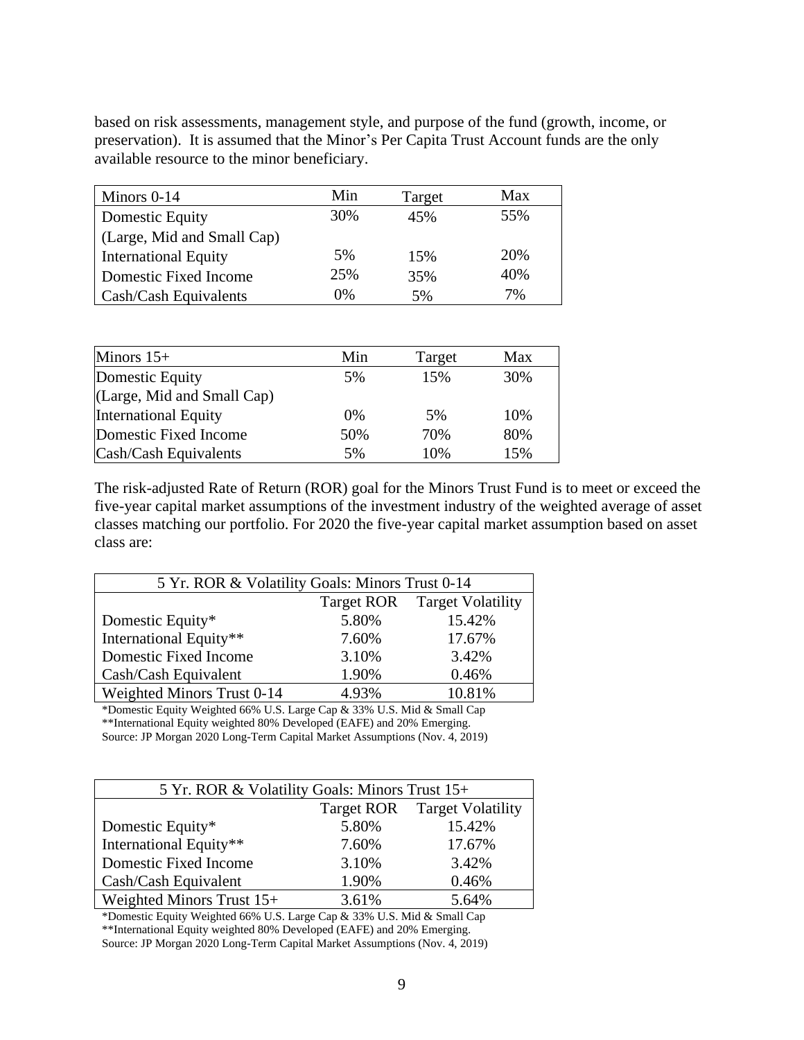based on risk assessments, management style, and purpose of the fund (growth, income, or preservation). It is assumed that the Minor's Per Capita Trust Account funds are the only available resource to the minor beneficiary.

| Minors 0-14 | Min | Target | Max |
|---|---|---|---|
| Domestic Equity<br>(Large, Mid and Small Cap) | 30% | 45% | 55% |
| International Equity | 5% | 15% | 20% |
| Domestic Fixed Income | 25% | 35% | 40% |
| Cash/Cash Equivalents | 0% | 5% | 7% |

| Minors 15+ | Min | Target | Max |
|---|---|---|---|
| Domestic Equity<br>(Large, Mid and Small Cap) | 5% | 15% | 30% |
| International Equity | 0% | 5% | 10% |
| Domestic Fixed Income | 50% | 70% | 80% |
| Cash/Cash Equivalents | 5% | 10% | 15% |

The risk-adjusted Rate of Return (ROR) goal for the Minors Trust Fund is to meet or exceed the five-year capital market assumptions of the investment industry of the weighted average of asset classes matching our portfolio. For 2020 the five-year capital market assumption based on asset class are:

| 5 Yr. ROR & Volatility Goals: Minors Trust 0-14 | | |
|---|---|---|
| | Target ROR | Target Volatility |
| Domestic Equity* | 5.80% | 15.42% |
| International Equity** | 7.60% | 17.67% |
| Domestic Fixed Income | 3.10% | 3.42% |
| Cash/Cash Equivalent | 1.90% | 0.46% |
| Weighted Minors Trust 0-14 | 4.93% | 10.81% |

*Domestic Equity Weighted 66% U.S. Large Cap & 33% U.S. Mid & Small Cap
**International Equity weighted 80% Developed (EAFE) and 20% Emerging.
Source: JP Morgan 2020 Long-Term Capital Market Assumptions (Nov. 4, 2019)

| 5 Yr. ROR & Volatility Goals: Minors Trust 15+ | | |
|---|---|---|
| | Target ROR | Target Volatility |
| Domestic Equity* | 5.80% | 15.42% |
| International Equity** | 7.60% | 17.67% |
| Domestic Fixed Income | 3.10% | 3.42% |
| Cash/Cash Equivalent | 1.90% | 0.46% |
| Weighted Minors Trust 15+ | 3.61% | 5.64% |

*Domestic Equity Weighted 66% U.S. Large Cap & 33% U.S. Mid & Small Cap
**International Equity weighted 80% Developed (EAFE) and 20% Emerging.
Source: JP Morgan 2020 Long-Term Capital Market Assumptions (Nov. 4, 2019)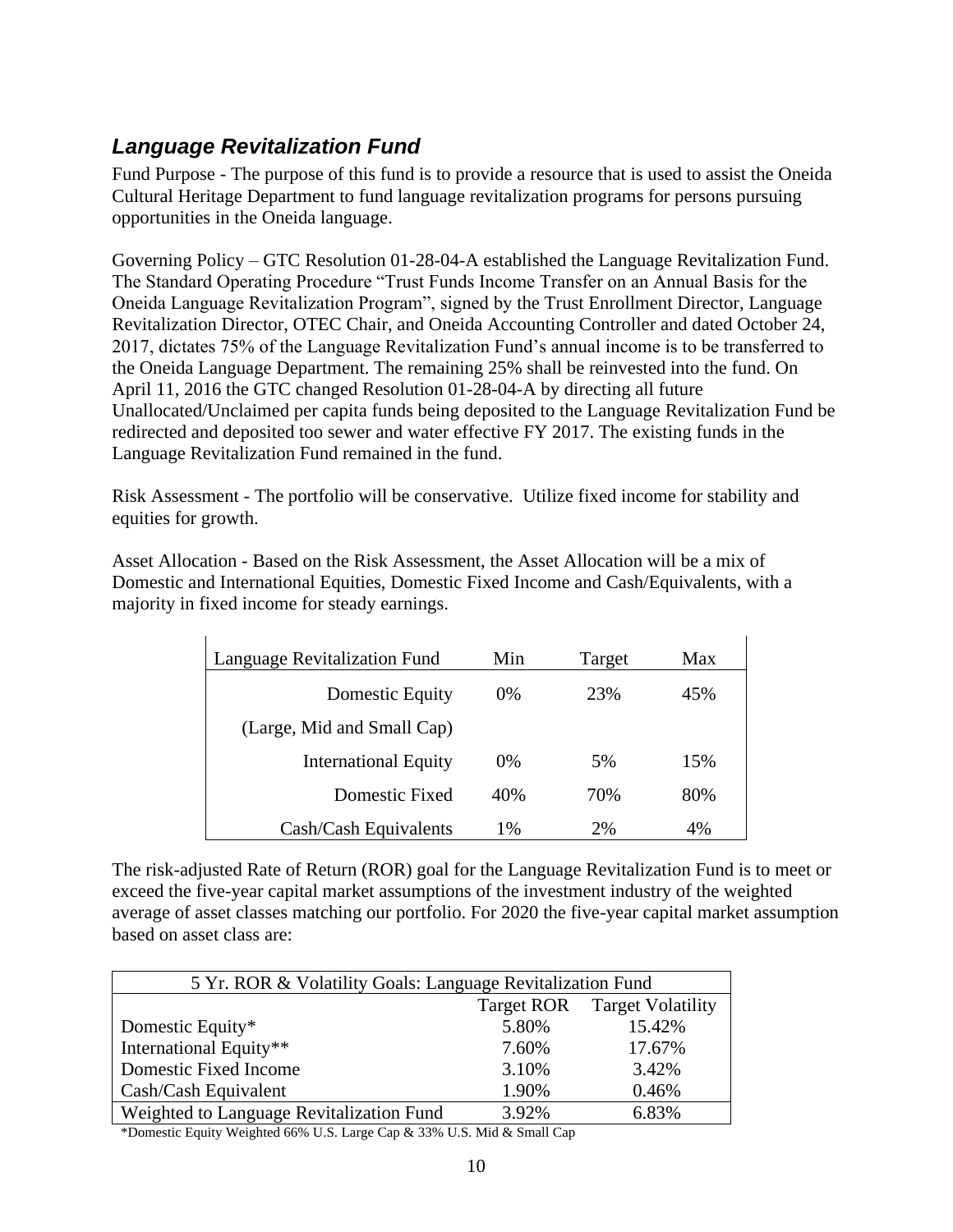## *Language Revitalization Fund*

Fund Purpose - The purpose of this fund is to provide a resource that is used to assist the Oneida Cultural Heritage Department to fund language revitalization programs for persons pursuing opportunities in the Oneida language.

Governing Policy – GTC Resolution 01-28-04-A established the Language Revitalization Fund. The Standard Operating Procedure "Trust Funds Income Transfer on an Annual Basis for the Oneida Language Revitalization Program", signed by the Trust Enrollment Director, Language Revitalization Director, OTEC Chair, and Oneida Accounting Controller and dated October 24, 2017, dictates 75% of the Language Revitalization Fund's annual income is to be transferred to the Oneida Language Department. The remaining 25% shall be reinvested into the fund. On April 11, 2016 the GTC changed Resolution 01-28-04-A by directing all future Unallocated/Unclaimed per capita funds being deposited to the Language Revitalization Fund be redirected and deposited too sewer and water effective FY 2017. The existing funds in the Language Revitalization Fund remained in the fund.

Risk Assessment - The portfolio will be conservative. Utilize fixed income for stability and equities for growth.

Asset Allocation - Based on the Risk Assessment, the Asset Allocation will be a mix of Domestic and International Equities, Domestic Fixed Income and Cash/Equivalents, with a majority in fixed income for steady earnings.

| Language Revitalization Fund | Min | Target | Max |
|---|---|---|---|
| Domestic Equity<br>(Large, Mid and Small Cap) | 0% | 23% | 45% |
| International Equity | 0% | 5% | 15% |
| Domestic Fixed | 40% | 70% | 80% |
| Cash/Cash Equivalents | 1% | 2% | 4% |

The risk-adjusted Rate of Return (ROR) goal for the Language Revitalization Fund is to meet or exceed the five-year capital market assumptions of the investment industry of the weighted average of asset classes matching our portfolio. For 2020 the five-year capital market assumption based on asset class are:

| 5 Yr. ROR & Volatility Goals: Language Revitalization Fund | | |
|---|---|---|
| | Target ROR | Target Volatility |
| Domestic Equity* | 5.80% | 15.42% |
| International Equity** | 7.60% | 17.67% |
| Domestic Fixed Income | 3.10% | 3.42% |
| Cash/Cash Equivalent | 1.90% | 0.46% |
| Weighted to Language Revitalization Fund | 3.92% | 6.83% |

*Domestic Equity Weighted 66% U.S. Large Cap & 33% U.S. Mid & Small Cap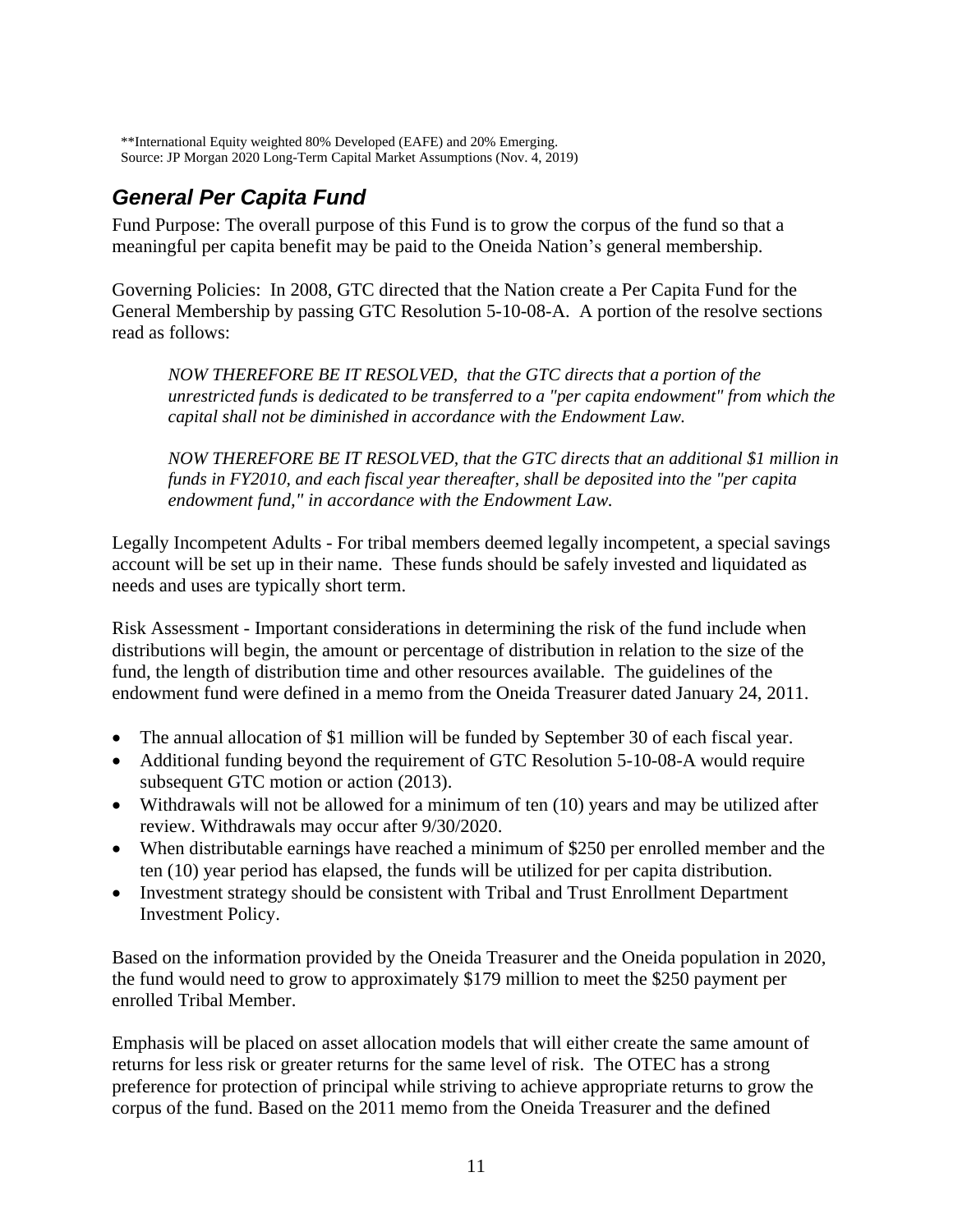**International Equity weighted 80% Developed (EAFE) and 20% Emerging.
Source: JP Morgan 2020 Long-Term Capital Market Assumptions (Nov. 4, 2019)

## *General Per Capita Fund*

Fund Purpose: The overall purpose of this Fund is to grow the corpus of the fund so that a meaningful per capita benefit may be paid to the Oneida Nation's general membership.

Governing Policies: In 2008, GTC directed that the Nation create a Per Capita Fund for the General Membership by passing GTC Resolution 5-10-08-A. A portion of the resolve sections read as follows:

> *NOW THEREFORE BE IT RESOLVED, that the GTC directs that a portion of the unrestricted funds is dedicated to be transferred to a "per capita endowment" from which the capital shall not be diminished in accordance with the Endowment Law.*
>
> *NOW THEREFORE BE IT RESOLVED, that the GTC directs that an additional $1 million in funds in FY2010, and each fiscal year thereafter, shall be deposited into the "per capita endowment fund," in accordance with the Endowment Law.*

Legally Incompetent Adults - For tribal members deemed legally incompetent, a special savings account will be set up in their name. These funds should be safely invested and liquidated as needs and uses are typically short term.

Risk Assessment - Important considerations in determining the risk of the fund include when distributions will begin, the amount or percentage of distribution in relation to the size of the fund, the length of distribution time and other resources available. The guidelines of the endowment fund were defined in a memo from the Oneida Treasurer dated January 24, 2011.

- The annual allocation of $1 million will be funded by September 30 of each fiscal year.
- Additional funding beyond the requirement of GTC Resolution 5-10-08-A would require subsequent GTC motion or action (2013).
- Withdrawals will not be allowed for a minimum of ten (10) years and may be utilized after review. Withdrawals may occur after 9/30/2020.
- When distributable earnings have reached a minimum of $250 per enrolled member and the ten (10) year period has elapsed, the funds will be utilized for per capita distribution.
- Investment strategy should be consistent with Tribal and Trust Enrollment Department Investment Policy.

Based on the information provided by the Oneida Treasurer and the Oneida population in 2020, the fund would need to grow to approximately $179 million to meet the $250 payment per enrolled Tribal Member.

Emphasis will be placed on asset allocation models that will either create the same amount of returns for less risk or greater returns for the same level of risk. The OTEC has a strong preference for protection of principal while striving to achieve appropriate returns to grow the corpus of the fund. Based on the 2011 memo from the Oneida Treasurer and the defined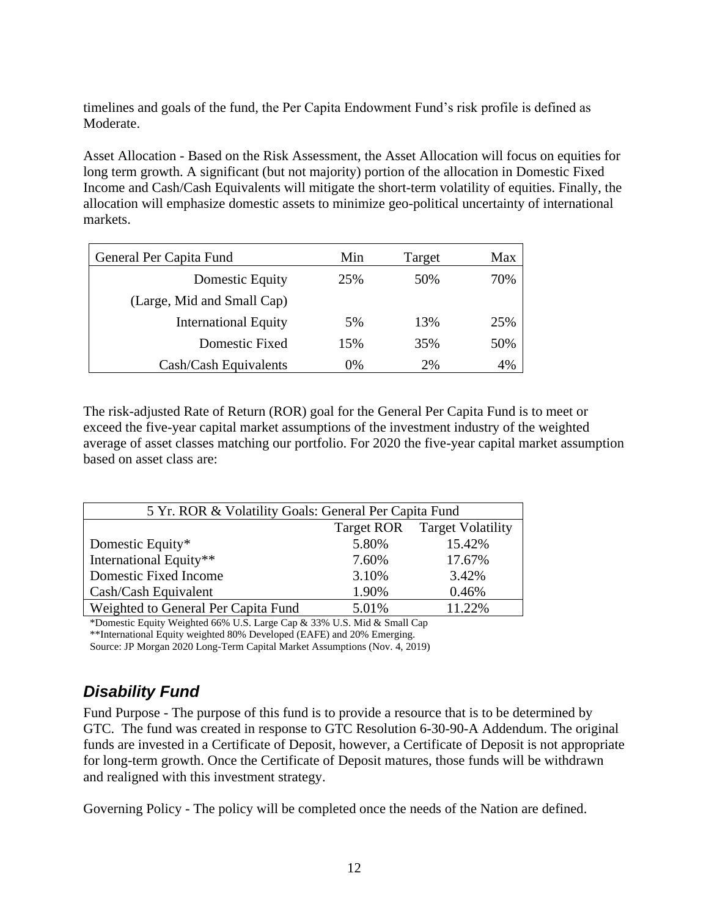timelines and goals of the fund, the Per Capita Endowment Fund's risk profile is defined as Moderate.

Asset Allocation - Based on the Risk Assessment, the Asset Allocation will focus on equities for long term growth. A significant (but not majority) portion of the allocation in Domestic Fixed Income and Cash/Cash Equivalents will mitigate the short-term volatility of equities. Finally, the allocation will emphasize domestic assets to minimize geo-political uncertainty of international markets.

| General Per Capita Fund | Min | Target | Max |
|---|---|---|---|
| Domestic Equity | 25% | 50% | 70% |
| (Large, Mid and Small Cap) | | | |
| International Equity | 5% | 13% | 25% |
| Domestic Fixed | 15% | 35% | 50% |
| Cash/Cash Equivalents | 0% | 2% | 4% |

The risk-adjusted Rate of Return (ROR) goal for the General Per Capita Fund is to meet or exceed the five-year capital market assumptions of the investment industry of the weighted average of asset classes matching our portfolio. For 2020 the five-year capital market assumption based on asset class are:

| 5 Yr. ROR & Volatility Goals: General Per Capita Fund | | |
|---|---|---|
| | Target ROR | Target Volatility |
| Domestic Equity* | 5.80% | 15.42% |
| International Equity** | 7.60% | 17.67% |
| Domestic Fixed Income | 3.10% | 3.42% |
| Cash/Cash Equivalent | 1.90% | 0.46% |
| Weighted to General Per Capita Fund | 5.01% | 11.22% |

*Domestic Equity Weighted 66% U.S. Large Cap & 33% U.S. Mid & Small Cap

**International Equity weighted 80% Developed (EAFE) and 20% Emerging.

Source: JP Morgan 2020 Long-Term Capital Market Assumptions (Nov. 4, 2019)

## *Disability Fund*

Fund Purpose - The purpose of this fund is to provide a resource that is to be determined by GTC. The fund was created in response to GTC Resolution 6-30-90-A Addendum. The original funds are invested in a Certificate of Deposit, however, a Certificate of Deposit is not appropriate for long-term growth. Once the Certificate of Deposit matures, those funds will be withdrawn and realigned with this investment strategy.

Governing Policy - The policy will be completed once the needs of the Nation are defined.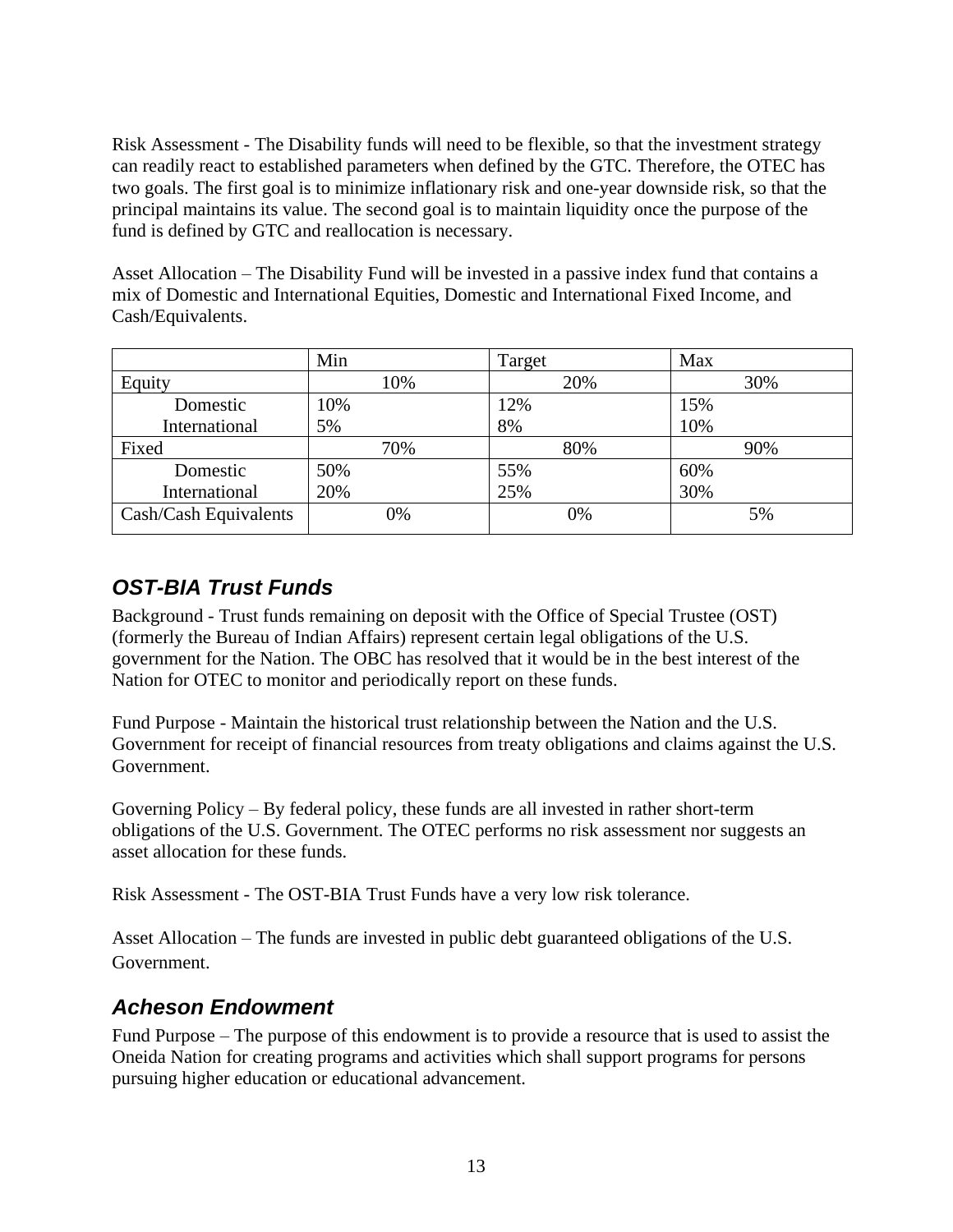Risk Assessment - The Disability funds will need to be flexible, so that the investment strategy can readily react to established parameters when defined by the GTC. Therefore, the OTEC has two goals. The first goal is to minimize inflationary risk and one-year downside risk, so that the principal maintains its value. The second goal is to maintain liquidity once the purpose of the fund is defined by GTC and reallocation is necessary.

Asset Allocation – The Disability Fund will be invested in a passive index fund that contains a mix of Domestic and International Equities, Domestic and International Fixed Income, and Cash/Equivalents.

| | Min | Target | Max |
|---|---|---|---|
| Equity | 10% | 20% | 30% |
| Domestic | 10% | 12% | 15% |
| International | 5% | 8% | 10% |
| Fixed | 70% | 80% | 90% |
| Domestic | 50% | 55% | 60% |
| International | 20% | 25% | 30% |
| Cash/Cash Equivalents | 0% | 0% | 5% |

## *OST-BIA Trust Funds*

Background - Trust funds remaining on deposit with the Office of Special Trustee (OST) (formerly the Bureau of Indian Affairs) represent certain legal obligations of the U.S. government for the Nation. The OBC has resolved that it would be in the best interest of the Nation for OTEC to monitor and periodically report on these funds.

Fund Purpose - Maintain the historical trust relationship between the Nation and the U.S. Government for receipt of financial resources from treaty obligations and claims against the U.S. Government.

Governing Policy – By federal policy, these funds are all invested in rather short-term obligations of the U.S. Government. The OTEC performs no risk assessment nor suggests an asset allocation for these funds.

Risk Assessment - The OST-BIA Trust Funds have a very low risk tolerance.

Asset Allocation – The funds are invested in public debt guaranteed obligations of the U.S. Government.

## *Acheson Endowment*

Fund Purpose – The purpose of this endowment is to provide a resource that is used to assist the Oneida Nation for creating programs and activities which shall support programs for persons pursuing higher education or educational advancement.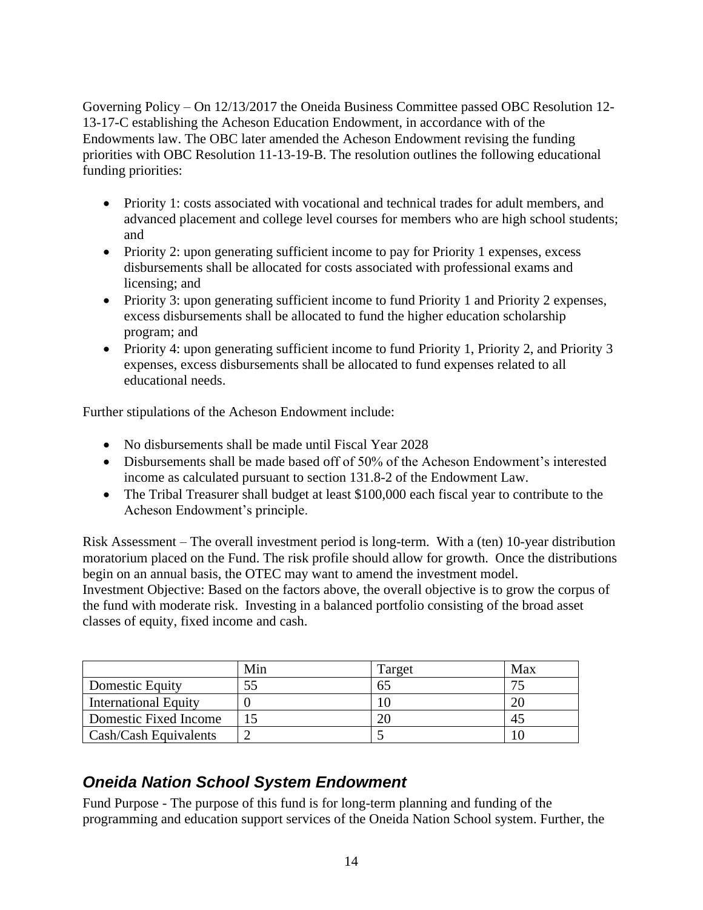Governing Policy – On 12/13/2017 the Oneida Business Committee passed OBC Resolution 12-13-17-C establishing the Acheson Education Endowment, in accordance with of the Endowments law. The OBC later amended the Acheson Endowment revising the funding priorities with OBC Resolution 11-13-19-B. The resolution outlines the following educational funding priorities:

- Priority 1: costs associated with vocational and technical trades for adult members, and advanced placement and college level courses for members who are high school students; and
- Priority 2: upon generating sufficient income to pay for Priority 1 expenses, excess disbursements shall be allocated for costs associated with professional exams and licensing; and
- Priority 3: upon generating sufficient income to fund Priority 1 and Priority 2 expenses, excess disbursements shall be allocated to fund the higher education scholarship program; and
- Priority 4: upon generating sufficient income to fund Priority 1, Priority 2, and Priority 3 expenses, excess disbursements shall be allocated to fund expenses related to all educational needs.

Further stipulations of the Acheson Endowment include:

- No disbursements shall be made until Fiscal Year 2028
- Disbursements shall be made based off of 50% of the Acheson Endowment's interested income as calculated pursuant to section 131.8-2 of the Endowment Law.
- The Tribal Treasurer shall budget at least $100,000 each fiscal year to contribute to the Acheson Endowment's principle.

Risk Assessment – The overall investment period is long-term. With a (ten) 10-year distribution moratorium placed on the Fund. The risk profile should allow for growth. Once the distributions begin on an annual basis, the OTEC may want to amend the investment model.
Investment Objective: Based on the factors above, the overall objective is to grow the corpus of the fund with moderate risk. Investing in a balanced portfolio consisting of the broad asset classes of equity, fixed income and cash.

| | Min | Target | Max |
|---|---|---|---|
| Domestic Equity | 55 | 65 | 75 |
| International Equity | 0 | 10 | 20 |
| Domestic Fixed Income | 15 | 20 | 45 |
| Cash/Cash Equivalents | 2 | 5 | 10 |

## ***Oneida Nation School System Endowment***

Fund Purpose - The purpose of this fund is for long-term planning and funding of the programming and education support services of the Oneida Nation School system. Further, the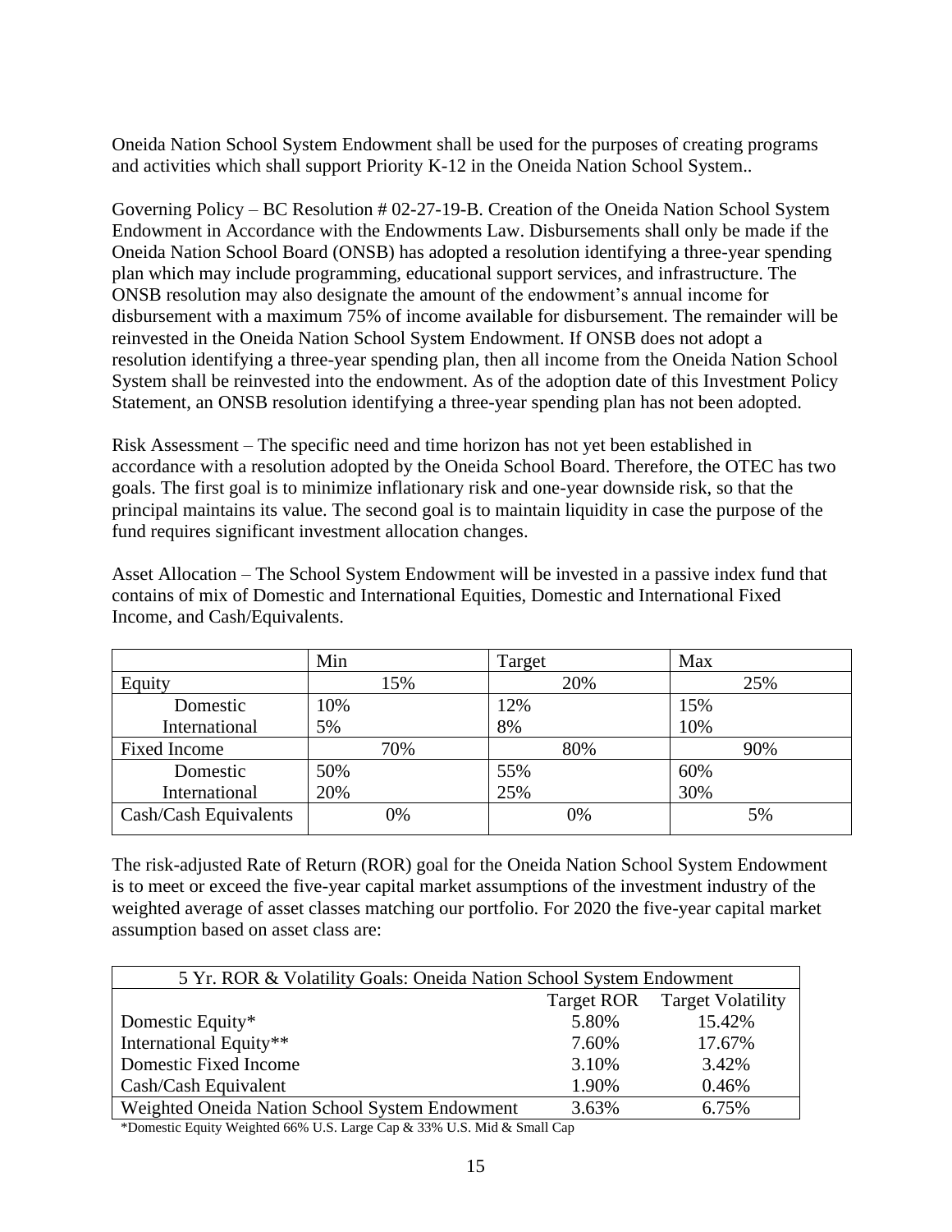Oneida Nation School System Endowment shall be used for the purposes of creating programs and activities which shall support Priority K-12 in the Oneida Nation School System..

Governing Policy – BC Resolution # 02-27-19-B. Creation of the Oneida Nation School System Endowment in Accordance with the Endowments Law. Disbursements shall only be made if the Oneida Nation School Board (ONSB) has adopted a resolution identifying a three-year spending plan which may include programming, educational support services, and infrastructure. The ONSB resolution may also designate the amount of the endowment's annual income for disbursement with a maximum 75% of income available for disbursement. The remainder will be reinvested in the Oneida Nation School System Endowment. If ONSB does not adopt a resolution identifying a three-year spending plan, then all income from the Oneida Nation School System shall be reinvested into the endowment. As of the adoption date of this Investment Policy Statement, an ONSB resolution identifying a three-year spending plan has not been adopted.

Risk Assessment – The specific need and time horizon has not yet been established in accordance with a resolution adopted by the Oneida School Board. Therefore, the OTEC has two goals. The first goal is to minimize inflationary risk and one-year downside risk, so that the principal maintains its value. The second goal is to maintain liquidity in case the purpose of the fund requires significant investment allocation changes.

Asset Allocation – The School System Endowment will be invested in a passive index fund that contains of mix of Domestic and International Equities, Domestic and International Fixed Income, and Cash/Equivalents.

| | Min | Target | Max |
|---|---|---|---|
| Equity | 15% | 20% | 25% |
| Domestic | 10% | 12% | 15% |
| International | 5% | 8% | 10% |
| Fixed Income | 70% | 80% | 90% |
| Domestic | 50% | 55% | 60% |
| International | 20% | 25% | 30% |
| Cash/Cash Equivalents | 0% | 0% | 5% |

The risk-adjusted Rate of Return (ROR) goal for the Oneida Nation School System Endowment is to meet or exceed the five-year capital market assumptions of the investment industry of the weighted average of asset classes matching our portfolio. For 2020 the five-year capital market assumption based on asset class are:

| 5 Yr. ROR & Volatility Goals: Oneida Nation School System Endowment | | |
|---|---|---|
| | Target ROR | Target Volatility |
| Domestic Equity* | 5.80% | 15.42% |
| International Equity** | 7.60% | 17.67% |
| Domestic Fixed Income | 3.10% | 3.42% |
| Cash/Cash Equivalent | 1.90% | 0.46% |
| Weighted Oneida Nation School System Endowment | 3.63% | 6.75% |

*Domestic Equity Weighted 66% U.S. Large Cap & 33% U.S. Mid & Small Cap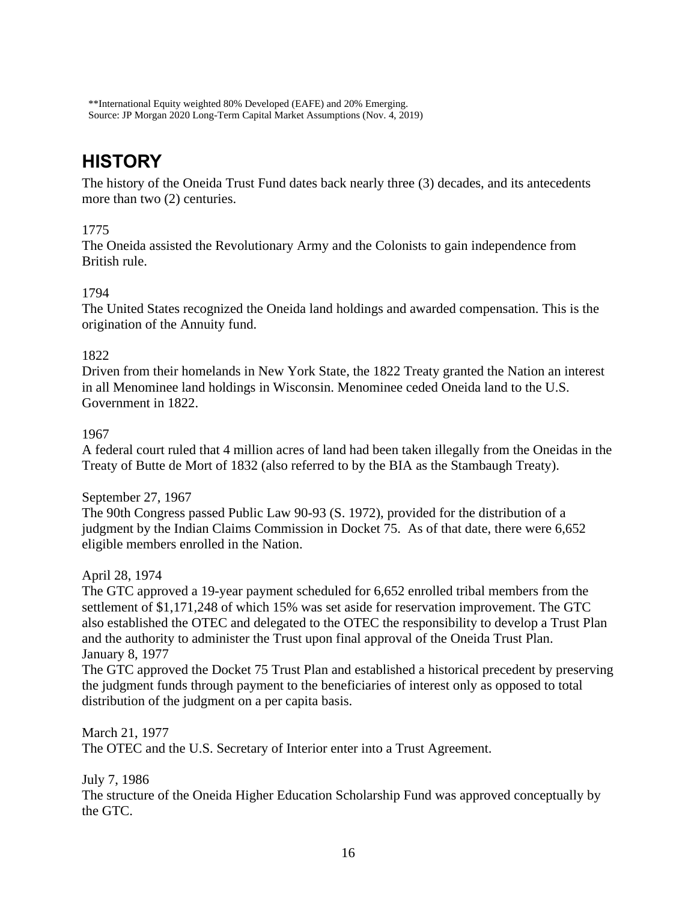**International Equity weighted 80% Developed (EAFE) and 20% Emerging.
Source: JP Morgan 2020 Long-Term Capital Market Assumptions (Nov. 4, 2019)

## HISTORY

The history of the Oneida Trust Fund dates back nearly three (3) decades, and its antecedents more than two (2) centuries.

1775
The Oneida assisted the Revolutionary Army and the Colonists to gain independence from British rule.

1794
The United States recognized the Oneida land holdings and awarded compensation. This is the origination of the Annuity fund.

1822
Driven from their homelands in New York State, the 1822 Treaty granted the Nation an interest in all Menominee land holdings in Wisconsin. Menominee ceded Oneida land to the U.S. Government in 1822.

1967
A federal court ruled that 4 million acres of land had been taken illegally from the Oneidas in the Treaty of Butte de Mort of 1832 (also referred to by the BIA as the Stambaugh Treaty).

September 27, 1967
The 90th Congress passed Public Law 90-93 (S. 1972), provided for the distribution of a judgment by the Indian Claims Commission in Docket 75. As of that date, there were 6,652 eligible members enrolled in the Nation.

April 28, 1974
The GTC approved a 19-year payment scheduled for 6,652 enrolled tribal members from the settlement of $1,171,248 of which 15% was set aside for reservation improvement. The GTC also established the OTEC and delegated to the OTEC the responsibility to develop a Trust Plan and the authority to administer the Trust upon final approval of the Oneida Trust Plan.

January 8, 1977
The GTC approved the Docket 75 Trust Plan and established a historical precedent by preserving the judgment funds through payment to the beneficiaries of interest only as opposed to total distribution of the judgment on a per capita basis.

March 21, 1977
The OTEC and the U.S. Secretary of Interior enter into a Trust Agreement.

July 7, 1986
The structure of the Oneida Higher Education Scholarship Fund was approved conceptually by the GTC.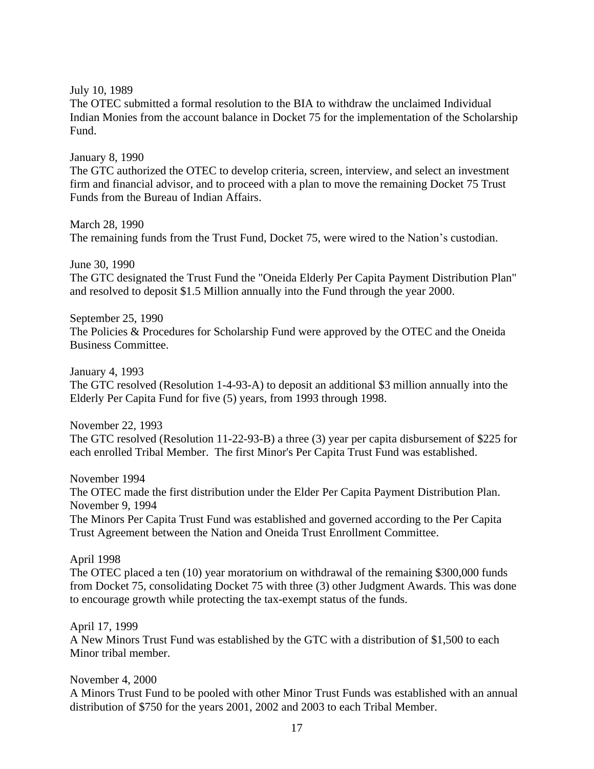July 10, 1989
The OTEC submitted a formal resolution to the BIA to withdraw the unclaimed Individual Indian Monies from the account balance in Docket 75 for the implementation of the Scholarship Fund.

January 8, 1990
The GTC authorized the OTEC to develop criteria, screen, interview, and select an investment firm and financial advisor, and to proceed with a plan to move the remaining Docket 75 Trust Funds from the Bureau of Indian Affairs.

March 28, 1990
The remaining funds from the Trust Fund, Docket 75, were wired to the Nation's custodian.

June 30, 1990
The GTC designated the Trust Fund the "Oneida Elderly Per Capita Payment Distribution Plan" and resolved to deposit $1.5 Million annually into the Fund through the year 2000.

September 25, 1990
The Policies & Procedures for Scholarship Fund were approved by the OTEC and the Oneida Business Committee.

January 4, 1993
The GTC resolved (Resolution 1-4-93-A) to deposit an additional $3 million annually into the Elderly Per Capita Fund for five (5) years, from 1993 through 1998.

November 22, 1993
The GTC resolved (Resolution 11-22-93-B) a three (3) year per capita disbursement of $225 for each enrolled Tribal Member. The first Minor's Per Capita Trust Fund was established.

November 1994
The OTEC made the first distribution under the Elder Per Capita Payment Distribution Plan.

November 9, 1994
The Minors Per Capita Trust Fund was established and governed according to the Per Capita Trust Agreement between the Nation and Oneida Trust Enrollment Committee.

April 1998
The OTEC placed a ten (10) year moratorium on withdrawal of the remaining $300,000 funds from Docket 75, consolidating Docket 75 with three (3) other Judgment Awards. This was done to encourage growth while protecting the tax-exempt status of the funds.

April 17, 1999
A New Minors Trust Fund was established by the GTC with a distribution of $1,500 to each Minor tribal member.

November 4, 2000
A Minors Trust Fund to be pooled with other Minor Trust Funds was established with an annual distribution of $750 for the years 2001, 2002 and 2003 to each Tribal Member.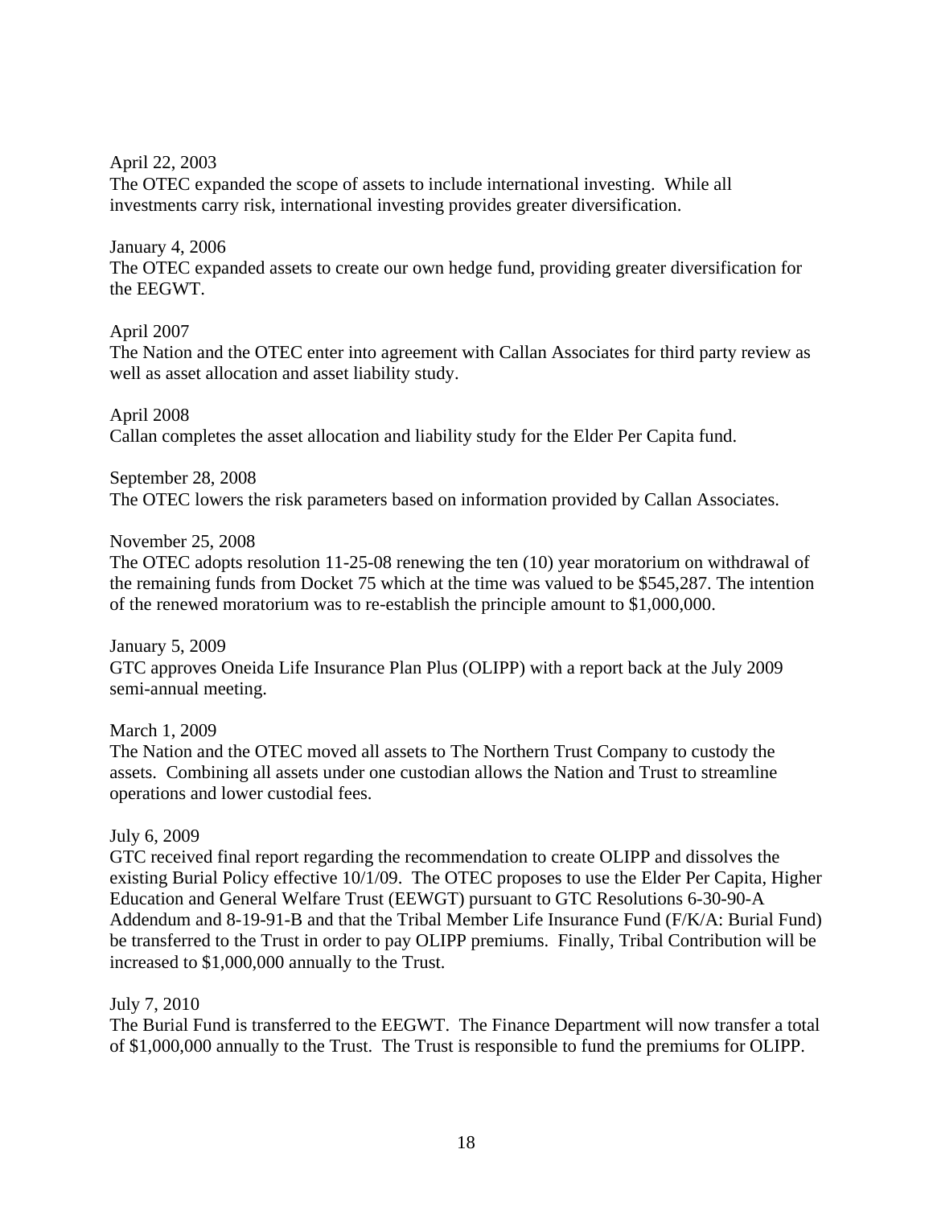April 22, 2003
The OTEC expanded the scope of assets to include international investing. While all investments carry risk, international investing provides greater diversification.

January 4, 2006
The OTEC expanded assets to create our own hedge fund, providing greater diversification for the EEGWT.

April 2007
The Nation and the OTEC enter into agreement with Callan Associates for third party review as well as asset allocation and asset liability study.

April 2008
Callan completes the asset allocation and liability study for the Elder Per Capita fund.

September 28, 2008
The OTEC lowers the risk parameters based on information provided by Callan Associates.

November 25, 2008
The OTEC adopts resolution 11-25-08 renewing the ten (10) year moratorium on withdrawal of the remaining funds from Docket 75 which at the time was valued to be $545,287. The intention of the renewed moratorium was to re-establish the principle amount to $1,000,000.

January 5, 2009
GTC approves Oneida Life Insurance Plan Plus (OLIPP) with a report back at the July 2009 semi-annual meeting.

March 1, 2009
The Nation and the OTEC moved all assets to The Northern Trust Company to custody the assets. Combining all assets under one custodian allows the Nation and Trust to streamline operations and lower custodial fees.

July 6, 2009
GTC received final report regarding the recommendation to create OLIPP and dissolves the existing Burial Policy effective 10/1/09. The OTEC proposes to use the Elder Per Capita, Higher Education and General Welfare Trust (EEWGT) pursuant to GTC Resolutions 6-30-90-A Addendum and 8-19-91-B and that the Tribal Member Life Insurance Fund (F/K/A: Burial Fund) be transferred to the Trust in order to pay OLIPP premiums. Finally, Tribal Contribution will be increased to $1,000,000 annually to the Trust.

July 7, 2010
The Burial Fund is transferred to the EEGWT. The Finance Department will now transfer a total of $1,000,000 annually to the Trust. The Trust is responsible to fund the premiums for OLIPP.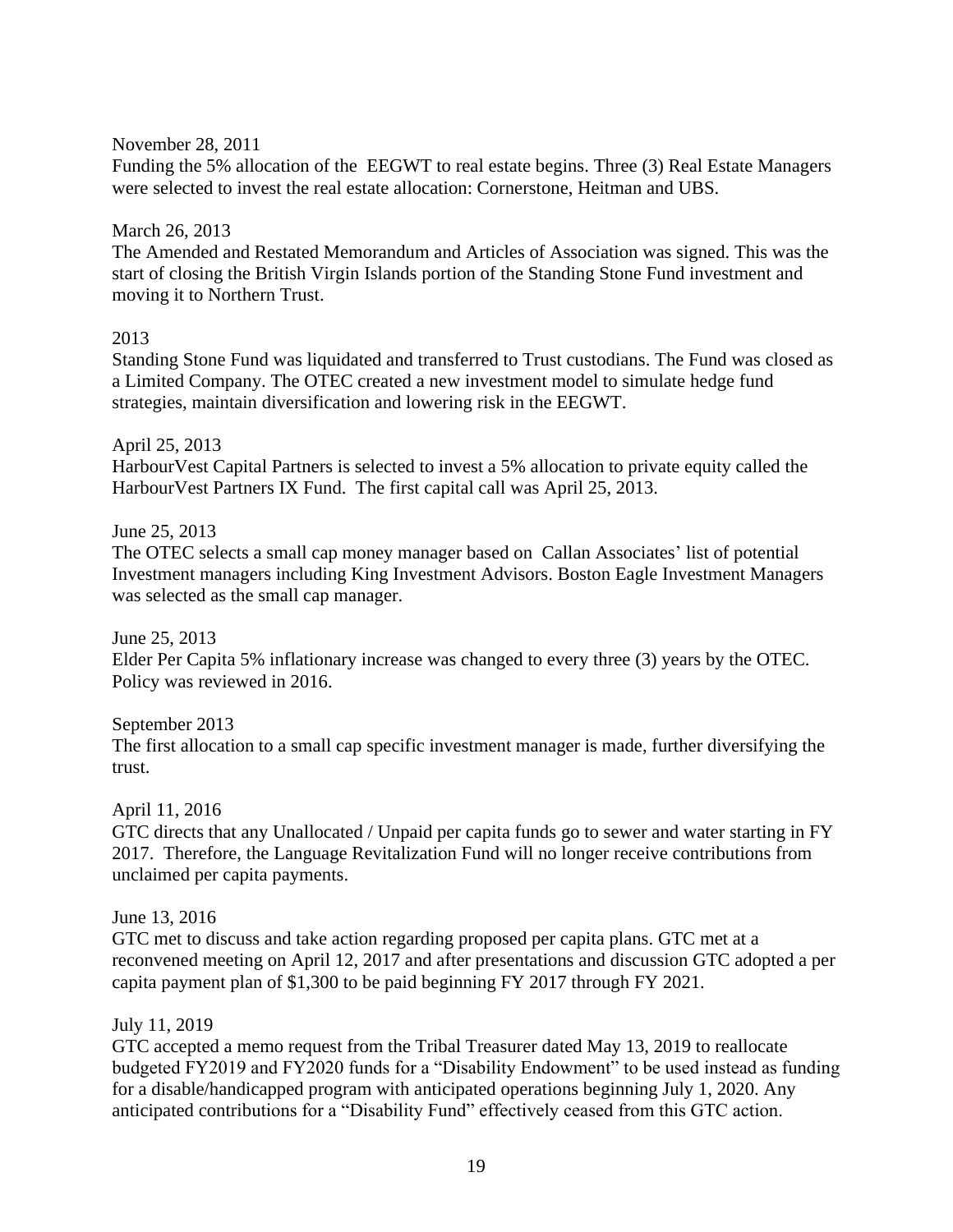November 28, 2011

Funding the 5% allocation of the EEGWT to real estate begins. Three (3) Real Estate Managers were selected to invest the real estate allocation: Cornerstone, Heitman and UBS.

March 26, 2013

The Amended and Restated Memorandum and Articles of Association was signed. This was the start of closing the British Virgin Islands portion of the Standing Stone Fund investment and moving it to Northern Trust.

2013

Standing Stone Fund was liquidated and transferred to Trust custodians. The Fund was closed as a Limited Company. The OTEC created a new investment model to simulate hedge fund strategies, maintain diversification and lowering risk in the EEGWT.

April 25, 2013

HarbourVest Capital Partners is selected to invest a 5% allocation to private equity called the HarbourVest Partners IX Fund. The first capital call was April 25, 2013.

June 25, 2013

The OTEC selects a small cap money manager based on Callan Associates' list of potential Investment managers including King Investment Advisors. Boston Eagle Investment Managers was selected as the small cap manager.

June 25, 2013

Elder Per Capita 5% inflationary increase was changed to every three (3) years by the OTEC. Policy was reviewed in 2016.

September 2013

The first allocation to a small cap specific investment manager is made, further diversifying the trust.

April 11, 2016

GTC directs that any Unallocated / Unpaid per capita funds go to sewer and water starting in FY 2017. Therefore, the Language Revitalization Fund will no longer receive contributions from unclaimed per capita payments.

June 13, 2016

GTC met to discuss and take action regarding proposed per capita plans. GTC met at a reconvened meeting on April 12, 2017 and after presentations and discussion GTC adopted a per capita payment plan of $1,300 to be paid beginning FY 2017 through FY 2021.

July 11, 2019

GTC accepted a memo request from the Tribal Treasurer dated May 13, 2019 to reallocate budgeted FY2019 and FY2020 funds for a "Disability Endowment" to be used instead as funding for a disable/handicapped program with anticipated operations beginning July 1, 2020. Any anticipated contributions for a "Disability Fund" effectively ceased from this GTC action.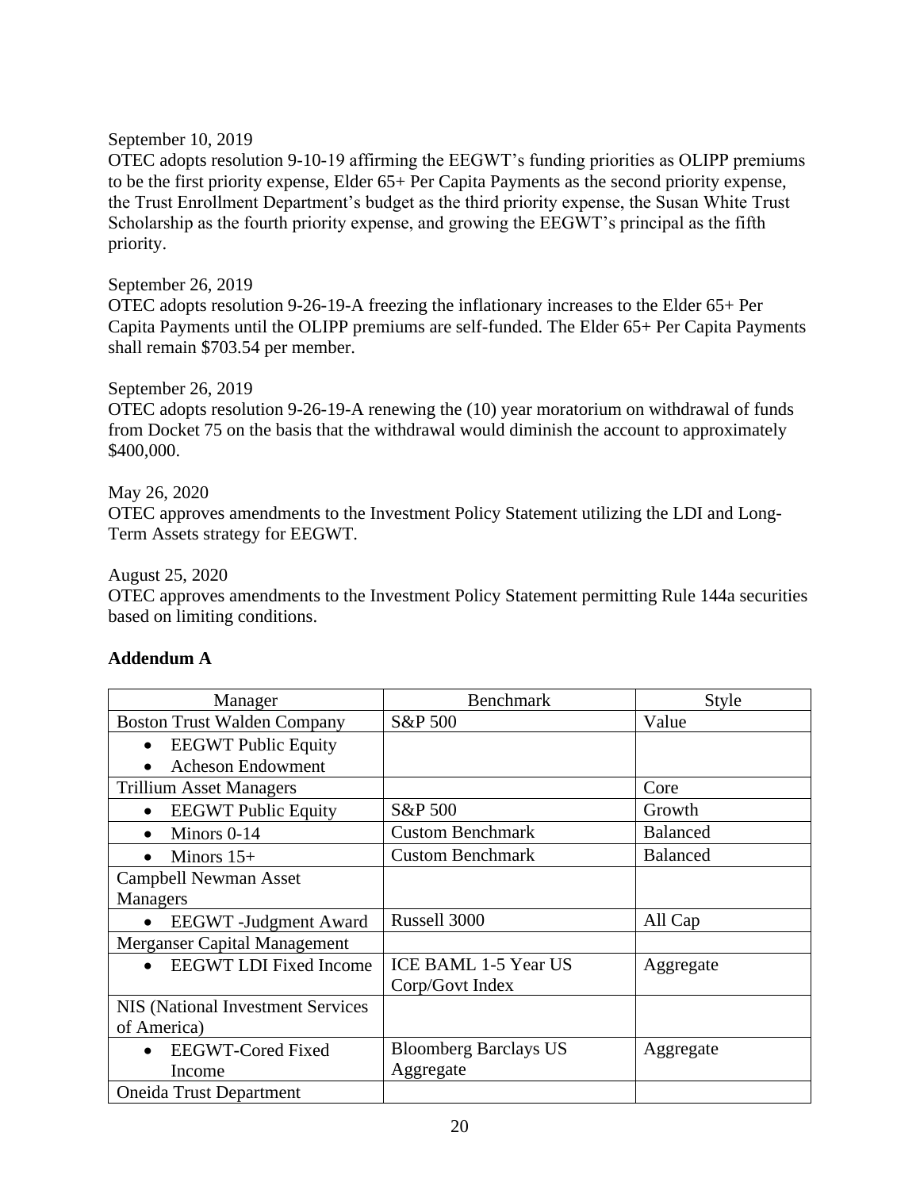September 10, 2019
OTEC adopts resolution 9-10-19 affirming the EEGWT's funding priorities as OLIPP premiums to be the first priority expense, Elder 65+ Per Capita Payments as the second priority expense, the Trust Enrollment Department's budget as the third priority expense, the Susan White Trust Scholarship as the fourth priority expense, and growing the EEGWT's principal as the fifth priority.

September 26, 2019
OTEC adopts resolution 9-26-19-A freezing the inflationary increases to the Elder 65+ Per Capita Payments until the OLIPP premiums are self-funded. The Elder 65+ Per Capita Payments shall remain $703.54 per member.

September 26, 2019
OTEC adopts resolution 9-26-19-A renewing the (10) year moratorium on withdrawal of funds from Docket 75 on the basis that the withdrawal would diminish the account to approximately $400,000.

May 26, 2020
OTEC approves amendments to the Investment Policy Statement utilizing the LDI and Long-Term Assets strategy for EEGWT.

August 25, 2020
OTEC approves amendments to the Investment Policy Statement permitting Rule 144a securities based on limiting conditions.

**Addendum A**

| Manager | Benchmark | Style |
|---|---|---|
| Boston Trust Walden Company | S&P 500 | Value |
| • EEGWT Public Equity<br>• Acheson Endowment | | |
| Trillium Asset Managers | | Core |
| • EEGWT Public Equity | S&P 500 | Growth |
| • Minors 0-14 | Custom Benchmark | Balanced |
| • Minors 15+ | Custom Benchmark | Balanced |
| Campbell Newman Asset Managers | | |
| • EEGWT -Judgment Award | Russell 3000 | All Cap |
| Merganser Capital Management | | |
| • EEGWT LDI Fixed Income | ICE BAML 1-5 Year US Corp/Govt Index | Aggregate |
| NIS (National Investment Services of America) | | |
| • EEGWT-Cored Fixed Income | Bloomberg Barclays US Aggregate | Aggregate |
| Oneida Trust Department | | |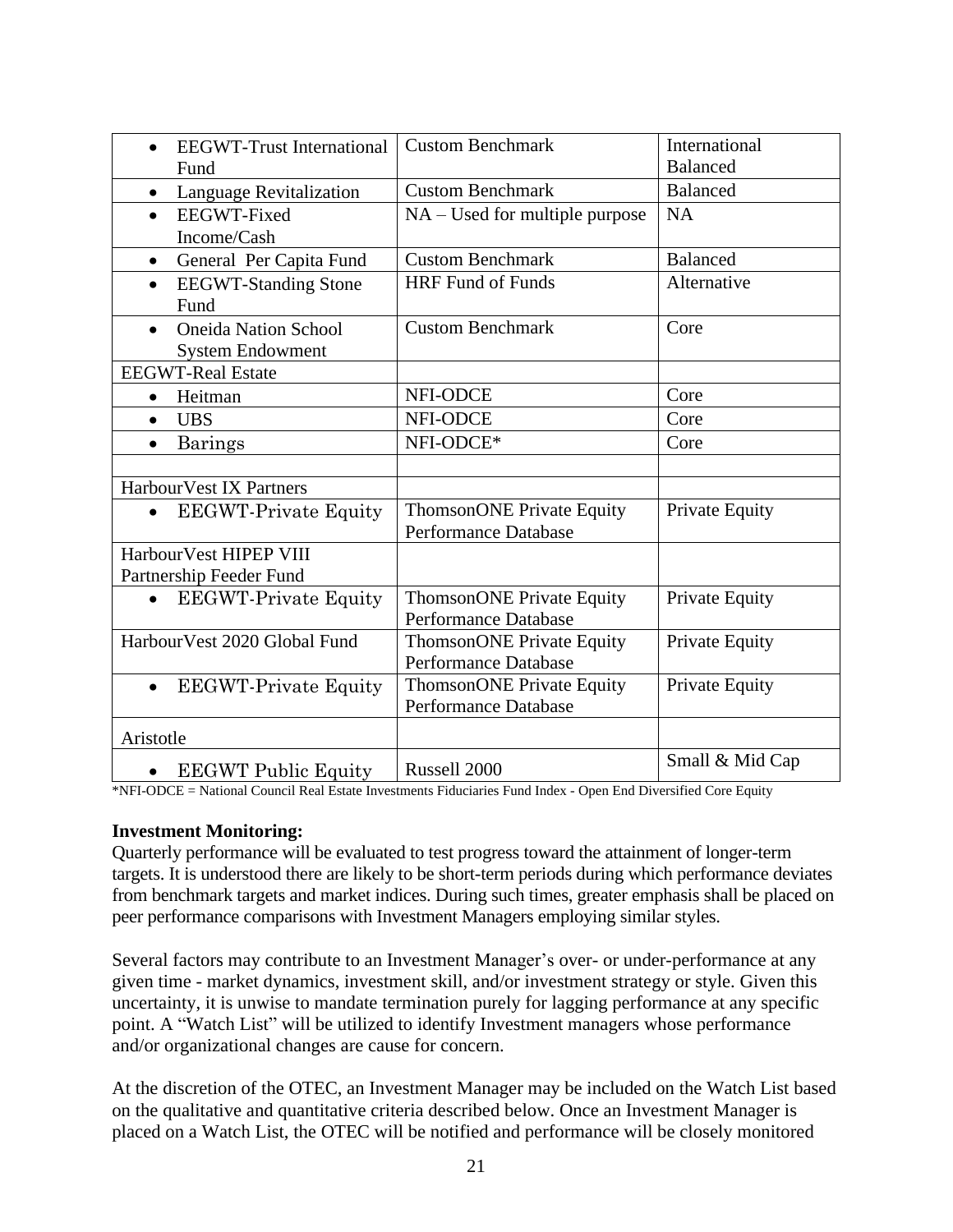| | | |
|---|---|---|
| • EEGWT-Trust International Fund | Custom Benchmark | International Balanced |
| • Language Revitalization | Custom Benchmark | Balanced |
| • EEGWT-Fixed Income/Cash | NA – Used for multiple purpose | NA |
| • General Per Capita Fund | Custom Benchmark | Balanced |
| • EEGWT-Standing Stone Fund | HRF Fund of Funds | Alternative |
| • Oneida Nation School System Endowment | Custom Benchmark | Core |
| EEGWT-Real Estate | | |
| • Heitman | NFI-ODCE | Core |
| • UBS | NFI-ODCE | Core |
| • Barings | NFI-ODCE* | Core |
| | | |
| HarbourVest IX Partners | | |
| • EEGWT-Private Equity | ThomsonONE Private Equity Performance Database | Private Equity |
| HarbourVest HIPEP VIII Partnership Feeder Fund | | |
| • EEGWT-Private Equity | ThomsonONE Private Equity Performance Database | Private Equity |
| HarbourVest 2020 Global Fund | ThomsonONE Private Equity Performance Database | Private Equity |
| • EEGWT-Private Equity | ThomsonONE Private Equity Performance Database | Private Equity |
| Aristotle | | |
| • EEGWT Public Equity | Russell 2000 | Small & Mid Cap |

*NFI-ODCE = National Council Real Estate Investments Fiduciaries Fund Index - Open End Diversified Core Equity

**Investment Monitoring:**
Quarterly performance will be evaluated to test progress toward the attainment of longer-term targets. It is understood there are likely to be short-term periods during which performance deviates from benchmark targets and market indices. During such times, greater emphasis shall be placed on peer performance comparisons with Investment Managers employing similar styles.

Several factors may contribute to an Investment Manager's over- or under-performance at any given time - market dynamics, investment skill, and/or investment strategy or style. Given this uncertainty, it is unwise to mandate termination purely for lagging performance at any specific point. A "Watch List" will be utilized to identify Investment managers whose performance and/or organizational changes are cause for concern.

At the discretion of the OTEC, an Investment Manager may be included on the Watch List based on the qualitative and quantitative criteria described below. Once an Investment Manager is placed on a Watch List, the OTEC will be notified and performance will be closely monitored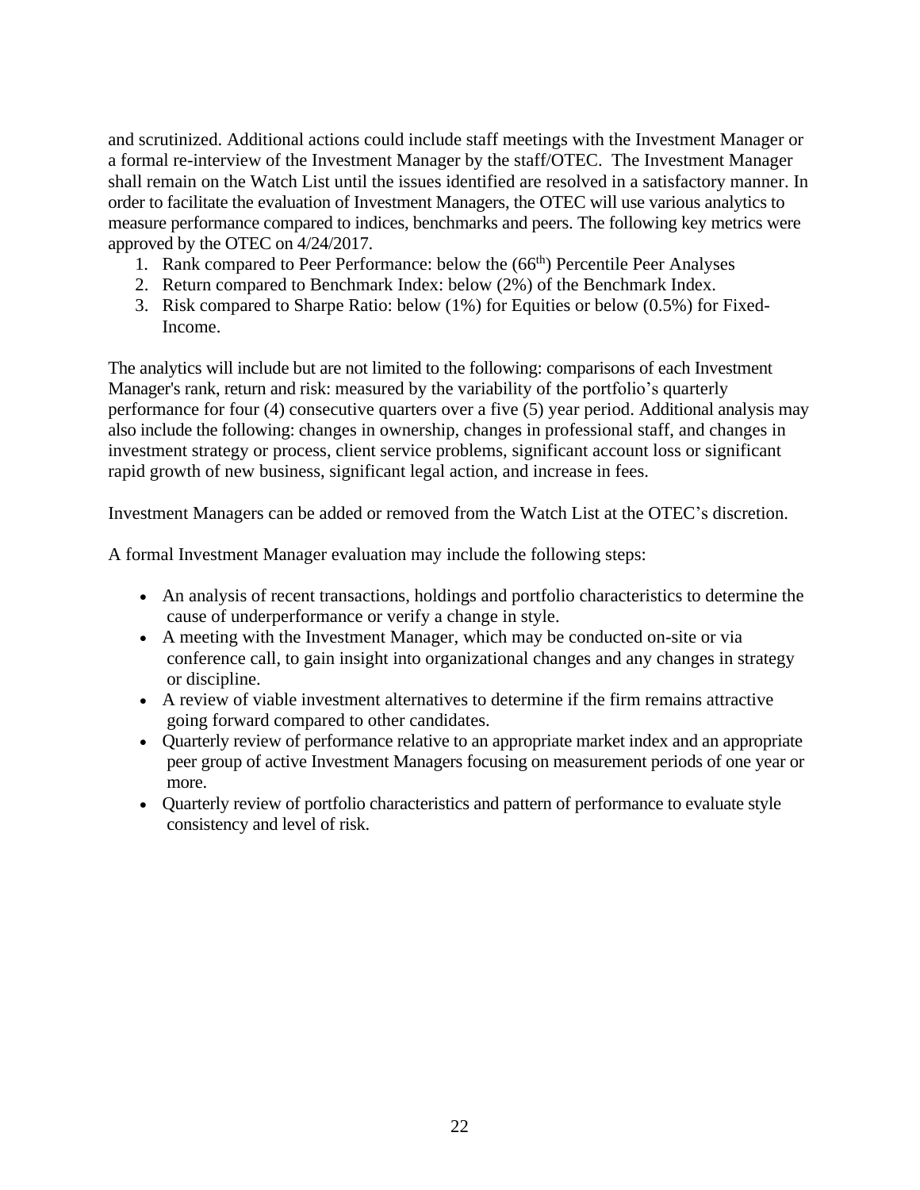and scrutinized. Additional actions could include staff meetings with the Investment Manager or a formal re-interview of the Investment Manager by the staff/OTEC. The Investment Manager shall remain on the Watch List until the issues identified are resolved in a satisfactory manner. In order to facilitate the evaluation of Investment Managers, the OTEC will use various analytics to measure performance compared to indices, benchmarks and peers. The following key metrics were approved by the OTEC on 4/24/2017.

1. Rank compared to Peer Performance: below the (66th) Percentile Peer Analyses
2. Return compared to Benchmark Index: below (2%) of the Benchmark Index.
3. Risk compared to Sharpe Ratio: below (1%) for Equities or below (0.5%) for Fixed-Income.

The analytics will include but are not limited to the following: comparisons of each Investment Manager's rank, return and risk: measured by the variability of the portfolio's quarterly performance for four (4) consecutive quarters over a five (5) year period. Additional analysis may also include the following: changes in ownership, changes in professional staff, and changes in investment strategy or process, client service problems, significant account loss or significant rapid growth of new business, significant legal action, and increase in fees.

Investment Managers can be added or removed from the Watch List at the OTEC's discretion.

A formal Investment Manager evaluation may include the following steps:

- An analysis of recent transactions, holdings and portfolio characteristics to determine the cause of underperformance or verify a change in style.
- A meeting with the Investment Manager, which may be conducted on-site or via conference call, to gain insight into organizational changes and any changes in strategy or discipline.
- A review of viable investment alternatives to determine if the firm remains attractive going forward compared to other candidates.
- Quarterly review of performance relative to an appropriate market index and an appropriate peer group of active Investment Managers focusing on measurement periods of one year or more.
- Quarterly review of portfolio characteristics and pattern of performance to evaluate style consistency and level of risk.